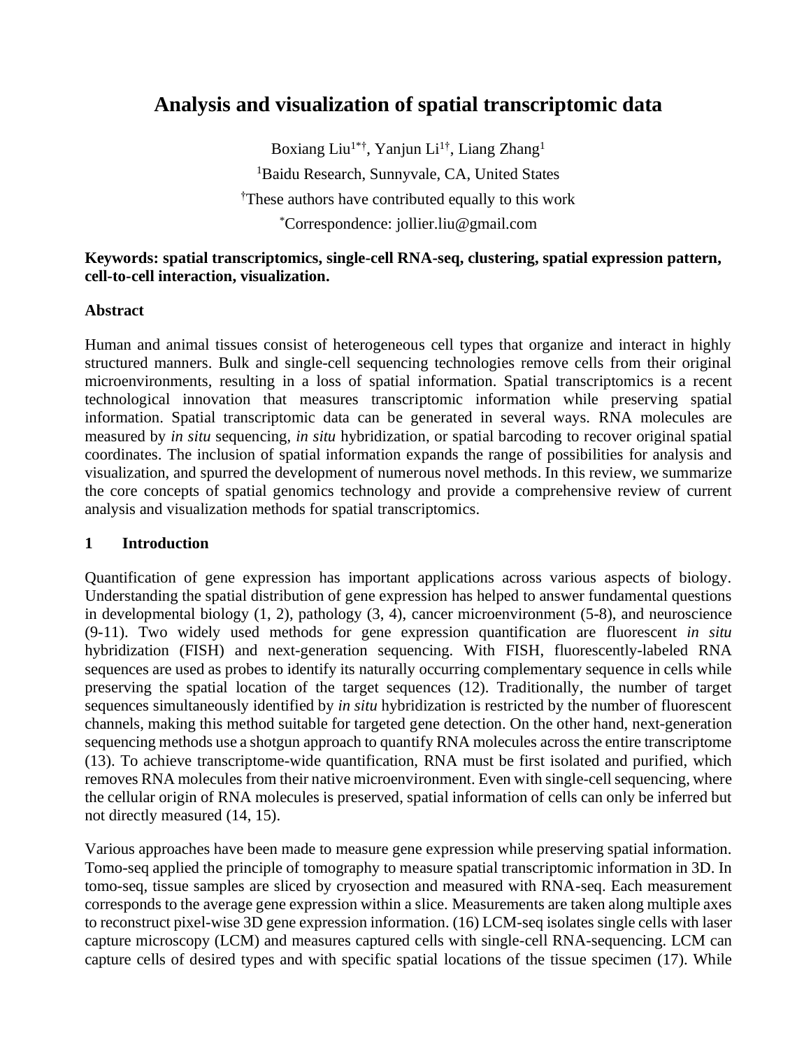# Analysis and visualization of spatial transcriptomic data

Boxiang Liu[1*†], Yanjun Li[1†], Liang Zhang[1]

[1]Baidu Research, Sunnyvale, CA, United States

[†]These authors have contributed equally to this work

[*]Correspondence: jollier.liu@gmail.com

**Keywords: spatial transcriptomics, single-cell RNA-seq, clustering, spatial expression pattern, cell-to-cell interaction, visualization.**

**Abstract**

Human and animal tissues consist of heterogeneous cell types that organize and interact in highly structured manners. Bulk and single-cell sequencing technologies remove cells from their original microenvironments, resulting in a loss of spatial information. Spatial transcriptomics is a recent technological innovation that measures transcriptomic information while preserving spatial information. Spatial transcriptomic data can be generated in several ways. RNA molecules are measured by *in situ* sequencing, *in situ* hybridization, or spatial barcoding to recover original spatial coordinates. The inclusion of spatial information expands the range of possibilities for analysis and visualization, and spurred the development of numerous novel methods. In this review, we summarize the core concepts of spatial genomics technology and provide a comprehensive review of current analysis and visualization methods for spatial transcriptomics.

## 1 Introduction

Quantification of gene expression has important applications across various aspects of biology. Understanding the spatial distribution of gene expression has helped to answer fundamental questions in developmental biology (1, 2), pathology (3, 4), cancer microenvironment (5-8), and neuroscience (9-11). Two widely used methods for gene expression quantification are fluorescent *in situ* hybridization (FISH) and next-generation sequencing. With FISH, fluorescently-labeled RNA sequences are used as probes to identify its naturally occurring complementary sequence in cells while preserving the spatial location of the target sequences (12). Traditionally, the number of target sequences simultaneously identified by *in situ* hybridization is restricted by the number of fluorescent channels, making this method suitable for targeted gene detection. On the other hand, next-generation sequencing methods use a shotgun approach to quantify RNA molecules across the entire transcriptome (13). To achieve transcriptome-wide quantification, RNA must be first isolated and purified, which removes RNA molecules from their native microenvironment. Even with single-cell sequencing, where the cellular origin of RNA molecules is preserved, spatial information of cells can only be inferred but not directly measured (14, 15).

Various approaches have been made to measure gene expression while preserving spatial information. Tomo-seq applied the principle of tomography to measure spatial transcriptomic information in 3D. In tomo-seq, tissue samples are sliced by cryosection and measured with RNA-seq. Each measurement corresponds to the average gene expression within a slice. Measurements are taken along multiple axes to reconstruct pixel-wise 3D gene expression information. (16) LCM-seq isolates single cells with laser capture microscopy (LCM) and measures captured cells with single-cell RNA-sequencing. LCM can capture cells of desired types and with specific spatial locations of the tissue specimen (17). While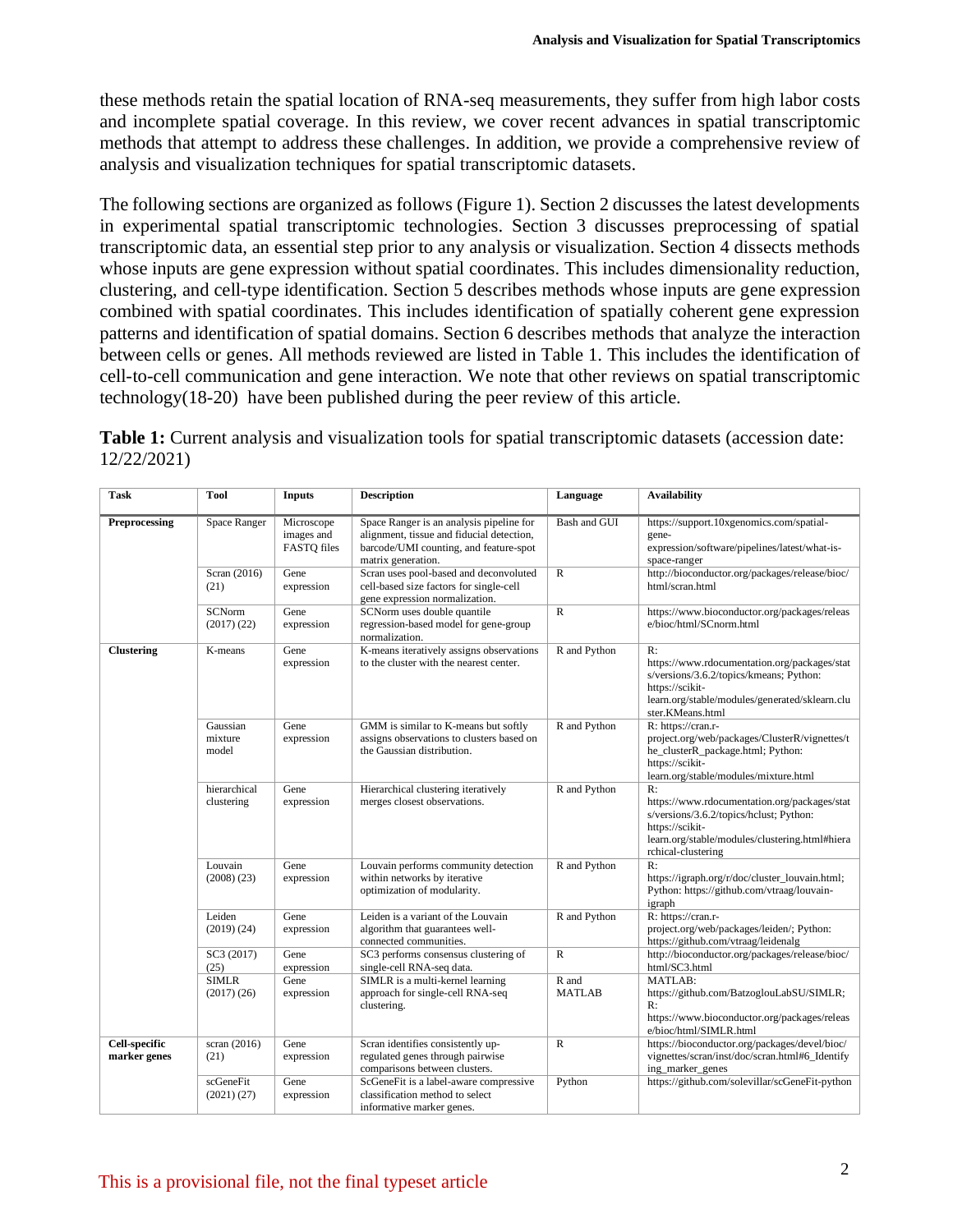these methods retain the spatial location of RNA-seq measurements, they suffer from high labor costs and incomplete spatial coverage. In this review, we cover recent advances in spatial transcriptomic methods that attempt to address these challenges. In addition, we provide a comprehensive review of analysis and visualization techniques for spatial transcriptomic datasets.

The following sections are organized as follows (Figure 1). Section 2 discusses the latest developments in experimental spatial transcriptomic technologies. Section 3 discusses preprocessing of spatial transcriptomic data, an essential step prior to any analysis or visualization. Section 4 dissects methods whose inputs are gene expression without spatial coordinates. This includes dimensionality reduction, clustering, and cell-type identification. Section 5 describes methods whose inputs are gene expression combined with spatial coordinates. This includes identification of spatially coherent gene expression patterns and identification of spatial domains. Section 6 describes methods that analyze the interaction between cells or genes. All methods reviewed are listed in Table 1. This includes the identification of cell-to-cell communication and gene interaction. We note that other reviews on spatial transcriptomic technology(18-20) have been published during the peer review of this article.

**Table 1:** Current analysis and visualization tools for spatial transcriptomic datasets (accession date: 12/22/2021)

| Task | Tool | Inputs | Description | Language | Availability |
|---|---|---|---|---|---|
| **Preprocessing** | Space Ranger | Microscope images and FASTQ files | Space Ranger is an analysis pipeline for alignment, tissue and fiducial detection, barcode/UMI counting, and feature-spot matrix generation. | Bash and GUI | https://support.10xgenomics.com/spatial-gene-expression/software/pipelines/latest/what-is-space-ranger |
| | Scran (2016) (21) | Gene expression | Scran uses pool-based and deconvoluted cell-based size factors for single-cell gene expression normalization. | R | http://bioconductor.org/packages/release/bioc/html/scran.html |
| | SCNorm (2017) (22) | Gene expression | SCNorm uses double quantile regression-based model for gene-group normalization. | R | https://www.bioconductor.org/packages/release/bioc/html/SCnorm.html |
| **Clustering** | K-means | Gene expression | K-means iteratively assigns observations to the cluster with the nearest center. | R and Python | R: https://www.rdocumentation.org/packages/stats/versions/3.6.2/topics/kmeans; Python: https://scikit-learn.org/stable/modules/generated/sklearn.cluster.KMeans.html |
| | Gaussian mixture model | Gene expression | GMM is similar to K-means but softly assigns observations to clusters based on the Gaussian distribution. | R and Python | R: https://cran.r-project.org/web/packages/ClusterR/vignettes/the_clusterR_package.html; Python: https://scikit-learn.org/stable/modules/mixture.html |
| | hierarchical clustering | Gene expression | Hierarchical clustering iteratively merges closest observations. | R and Python | R: https://www.rdocumentation.org/packages/stats/versions/3.6.2/topics/hclust; Python: https://scikit-learn.org/stable/modules/clustering.html#hierarchical-clustering |
| | Louvain (2008) (23) | Gene expression | Louvain performs community detection within networks by iterative optimization of modularity. | R and Python | R: https://igraph.org/r/doc/cluster_louvain.html; Python: https://github.com/vtraag/louvain-igraph |
| | Leiden (2019) (24) | Gene expression | Leiden is a variant of the Louvain algorithm that guarantees well-connected communities. | R and Python | R: https://cran.r-project.org/web/packages/leiden/; Python: https://github.com/vtraag/leidenalg |
| | SC3 (2017) (25) | Gene expression | SC3 performs consensus clustering of single-cell RNA-seq data. | R | http://bioconductor.org/packages/release/bioc/html/SC3.html |
| | SIMLR (2017) (26) | Gene expression | SIMLR is a multi-kernel learning approach for single-cell RNA-seq clustering. | R and MATLAB | MATLAB: https://github.com/BatzoglouLabSU/SIMLR; R: https://www.bioconductor.org/packages/release/bioc/html/SIMLR.html |
| **Cell-specific marker genes** | scran (2016) (21) | Gene expression | Scran identifies consistently up-regulated genes through pairwise comparisons between clusters. | R | https://bioconductor.org/packages/devel/bioc/vignettes/scran/inst/doc/scran.html#6_Identifying_marker_genes |
| | scGeneFit (2021) (27) | Gene expression | ScGeneFit is a label-aware compressive classification method to select informative marker genes. | Python | https://github.com/solevillar/scGeneFit-python |

This is a provisional file, not the final typeset article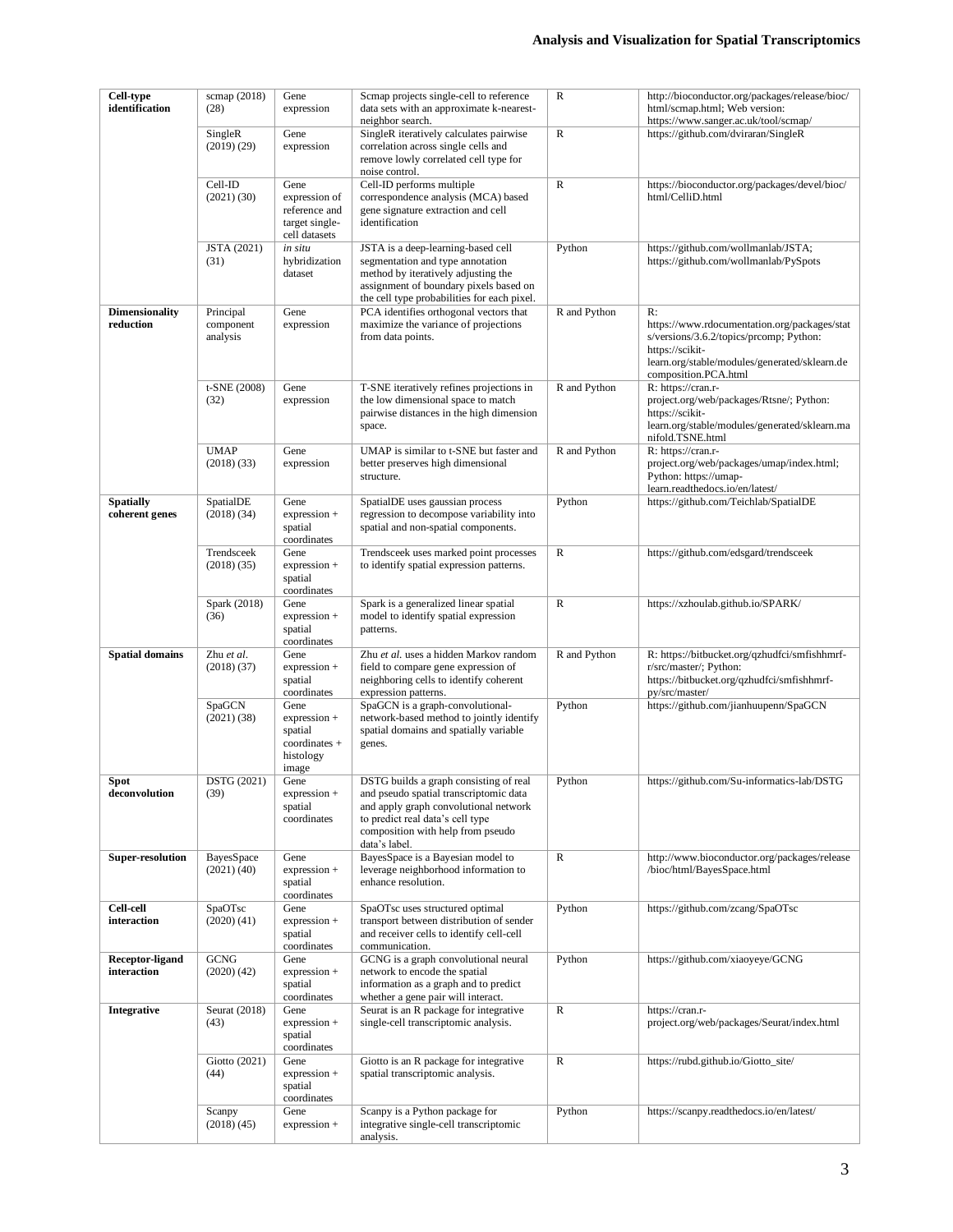| Cell-type identification | scmap (2018) (28) | Gene expression | Scmap projects single-cell to reference data sets with an approximate k-nearest-neighbor search. | R | http://bioconductor.org/packages/release/bioc/html/scmap.html; Web version: https://www.sanger.ac.uk/tool/scmap/ |
|---|---|---|---|---|---|
| | SingleR (2019) (29) | Gene expression | SingleR iteratively calculates pairwise correlation across single cells and remove lowly correlated cell type for noise control. | R | https://github.com/dviraran/SingleR |
| | Cell-ID (2021) (30) | Gene expression of reference and target single-cell datasets | Cell-ID performs multiple correspondence analysis (MCA) based gene signature extraction and cell identification | R | https://bioconductor.org/packages/devel/bioc/html/CelliD.html |
| | JSTA (2021) (31) | *in situ* hybridization dataset | JSTA is a deep-learning-based cell segmentation and type annotation method by iteratively adjusting the assignment of boundary pixels based on the cell type probabilities for each pixel. | Python | https://github.com/wollmanlab/JSTA; https://github.com/wollmanlab/PySpots |
| **Dimensionality reduction** | Principal component analysis | Gene expression | PCA identifies orthogonal vectors that maximize the variance of projections from data points. | R and Python | R: https://www.rdocumentation.org/packages/stats/versions/3.6.2/topics/prcomp; Python: https://scikit-learn.org/stable/modules/generated/sklearn.decomposition.PCA.html |
| | t-SNE (2008) (32) | Gene expression | T-SNE iteratively refines projections in the low dimensional space to match pairwise distances in the high dimension space. | R and Python | R: https://cran.r-project.org/web/packages/Rtsne/; Python: https://scikit-learn.org/stable/modules/generated/sklearn.manifold.TSNE.html |
| | UMAP (2018) (33) | Gene expression | UMAP is similar to t-SNE but faster and better preserves high dimensional structure. | R and Python | R: https://cran.r-project.org/web/packages/umap/index.html; Python: https://umap-learn.readthedocs.io/en/latest/ |
| **Spatially coherent genes** | SpatialDE (2018) (34) | Gene expression + spatial coordinates | SpatialDE uses gaussian process regression to decompose variability into spatial and non-spatial components. | Python | https://github.com/Teichlab/SpatialDE |
| | Trendsceek (2018) (35) | Gene expression + spatial coordinates | Trendsceek uses marked point processes to identify spatial expression patterns. | R | https://github.com/edsgard/trendsceek |
| | Spark (2018) (36) | Gene expression + spatial coordinates | Spark is a generalized linear spatial model to identify spatial expression patterns. | R | https://xzhoulab.github.io/SPARK/ |
| **Spatial domains** | Zhu *et al.* (2018) (37) | Gene expression + spatial coordinates | Zhu *et al.* uses a hidden Markov random field to compare gene expression of neighboring cells to identify coherent expression patterns. | R and Python | R: https://bitbucket.org/qzhudfci/smfishhmrf-r/src/master/; Python: https://bitbucket.org/qzhudfci/smfishhmrf-py/src/master/ |
| | SpaGCN (2021) (38) | Gene expression + spatial coordinates + histology image | SpaGCN is a graph-convolutional-network-based method to jointly identify spatial domains and spatially variable genes. | Python | https://github.com/jianhuupenn/SpaGCN |
| **Spot deconvolution** | DSTG (2021) (39) | Gene expression + spatial coordinates | DSTG builds a graph consisting of real and pseudo spatial transcriptomic data and apply graph convolutional network to predict real data's cell type composition with help from pseudo data's label. | Python | https://github.com/Su-informatics-lab/DSTG |
| **Super-resolution** | BayesSpace (2021) (40) | Gene expression + spatial coordinates | BayesSpace is a Bayesian model to leverage neighborhood information to enhance resolution. | R | http://www.bioconductor.org/packages/release/bioc/html/BayesSpace.html |
| **Cell-cell interaction** | SpaOTsc (2020) (41) | Gene expression + spatial coordinates | SpaOTsc uses structured optimal transport between distribution of sender and receiver cells to identify cell-cell communication. | Python | https://github.com/zcang/SpaOTsc |
| **Receptor-ligand interaction** | GCNG (2020) (42) | Gene expression + spatial coordinates | GCNG is a graph convolutional neural network to encode the spatial information as a graph and to predict whether a gene pair will interact. | Python | https://github.com/xiaoyeye/GCNG |
| **Integrative** | Seurat (2018) (43) | Gene expression + spatial coordinates | Seurat is an R package for integrative single-cell transcriptomic analysis. | R | https://cran.r-project.org/web/packages/Seurat/index.html |
| | Giotto (2021) (44) | Gene expression + spatial coordinates | Giotto is an R package for integrative spatial transcriptomic analysis. | R | https://rubd.github.io/Giotto_site/ |
| | Scanpy (2018) (45) | Gene expression + | Scanpy is a Python package for integrative single-cell transcriptomic analysis. | Python | https://scanpy.readthedocs.io/en/latest/ |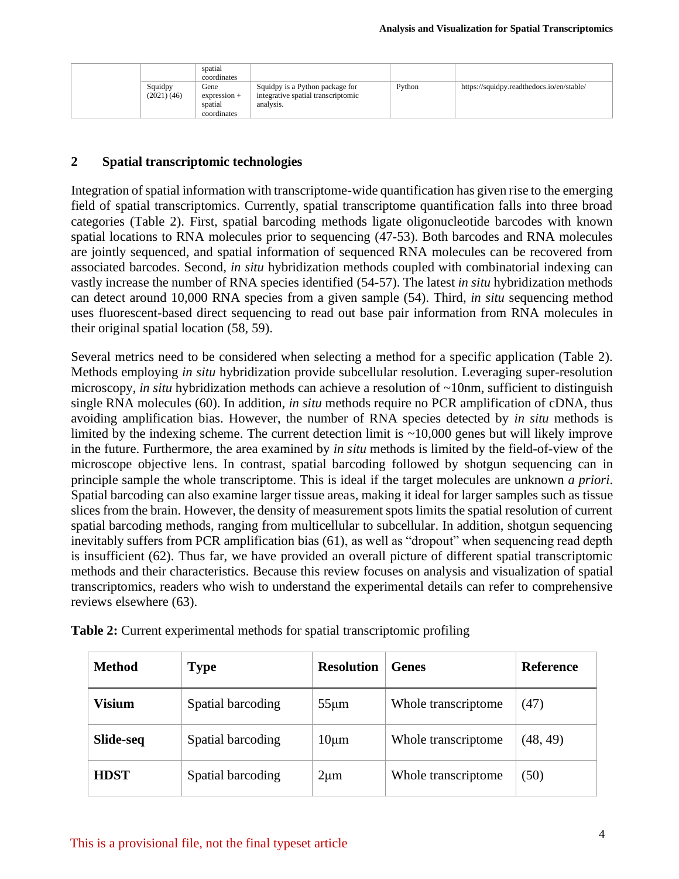|  |  | spatial coordinates |  |  |  |
| --- | --- | --- | --- | --- | --- |
|  | Squidpy (2021) (46) | Gene expression + spatial coordinates | Squidpy is a Python package for integrative spatial transcriptomic analysis. | Python | https://squidpy.readthedocs.io/en/stable/ |

## 2 Spatial transcriptomic technologies

Integration of spatial information with transcriptome-wide quantification has given rise to the emerging field of spatial transcriptomics. Currently, spatial transcriptome quantification falls into three broad categories (Table 2). First, spatial barcoding methods ligate oligonucleotide barcodes with known spatial locations to RNA molecules prior to sequencing (47-53). Both barcodes and RNA molecules are jointly sequenced, and spatial information of sequenced RNA molecules can be recovered from associated barcodes. Second, *in situ* hybridization methods coupled with combinatorial indexing can vastly increase the number of RNA species identified (54-57). The latest *in situ* hybridization methods can detect around 10,000 RNA species from a given sample (54). Third, *in situ* sequencing method uses fluorescent-based direct sequencing to read out base pair information from RNA molecules in their original spatial location (58, 59).

Several metrics need to be considered when selecting a method for a specific application (Table 2). Methods employing *in situ* hybridization provide subcellular resolution. Leveraging super-resolution microscopy, *in situ* hybridization methods can achieve a resolution of ~10nm, sufficient to distinguish single RNA molecules (60). In addition, *in situ* methods require no PCR amplification of cDNA, thus avoiding amplification bias. However, the number of RNA species detected by *in situ* methods is limited by the indexing scheme. The current detection limit is ~10,000 genes but will likely improve in the future. Furthermore, the area examined by *in situ* methods is limited by the field-of-view of the microscope objective lens. In contrast, spatial barcoding followed by shotgun sequencing can in principle sample the whole transcriptome. This is ideal if the target molecules are unknown *a priori*. Spatial barcoding can also examine larger tissue areas, making it ideal for larger samples such as tissue slices from the brain. However, the density of measurement spots limits the spatial resolution of current spatial barcoding methods, ranging from multicellular to subcellular. In addition, shotgun sequencing inevitably suffers from PCR amplification bias (61), as well as "dropout" when sequencing read depth is insufficient (62). Thus far, we have provided an overall picture of different spatial transcriptomic methods and their characteristics. Because this review focuses on analysis and visualization of spatial transcriptomics, readers who wish to understand the experimental details can refer to comprehensive reviews elsewhere (63).

**Table 2:** Current experimental methods for spatial transcriptomic profiling

| **Method** | **Type** | **Resolution** | **Genes** | **Reference** |
| --- | --- | --- | --- | --- |
| **Visium** | Spatial barcoding | 55μm | Whole transcriptome | (47) |
| **Slide-seq** | Spatial barcoding | 10μm | Whole transcriptome | (48, 49) |
| **HDST** | Spatial barcoding | 2μm | Whole transcriptome | (50) |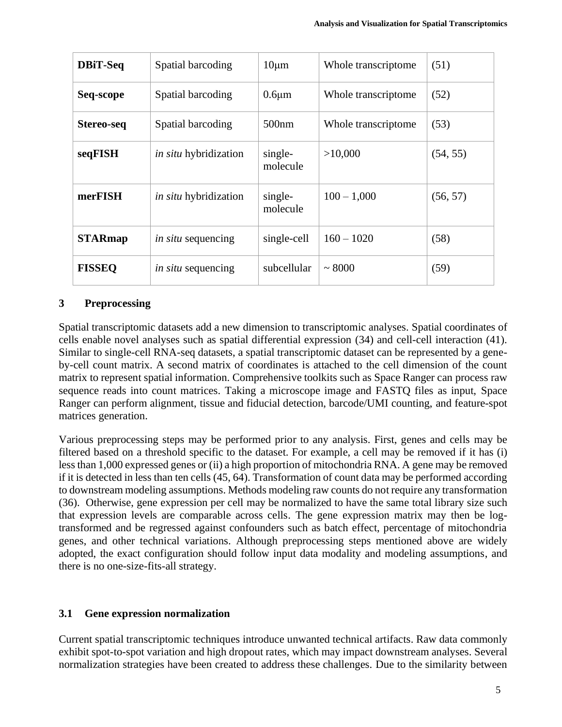| **DBiT-Seq** | Spatial barcoding | 10μm | Whole transcriptome | (51) |
|---|---|---|---|---|
| **Seq-scope** | Spatial barcoding | 0.6μm | Whole transcriptome | (52) |
| **Stereo-seq** | Spatial barcoding | 500nm | Whole transcriptome | (53) |
| **seqFISH** | *in situ* hybridization | single-molecule | >10,000 | (54, 55) |
| **merFISH** | *in situ* hybridization | single-molecule | 100 – 1,000 | (56, 57) |
| **STARmap** | *in situ* sequencing | single-cell | 160 – 1020 | (58) |
| **FISSEQ** | *in situ* sequencing | subcellular | ~ 8000 | (59) |

## 3 Preprocessing

Spatial transcriptomic datasets add a new dimension to transcriptomic analyses. Spatial coordinates of cells enable novel analyses such as spatial differential expression (34) and cell-cell interaction (41). Similar to single-cell RNA-seq datasets, a spatial transcriptomic dataset can be represented by a gene-by-cell count matrix. A second matrix of coordinates is attached to the cell dimension of the count matrix to represent spatial information. Comprehensive toolkits such as Space Ranger can process raw sequence reads into count matrices. Taking a microscope image and FASTQ files as input, Space Ranger can perform alignment, tissue and fiducial detection, barcode/UMI counting, and feature-spot matrices generation.

Various preprocessing steps may be performed prior to any analysis. First, genes and cells may be filtered based on a threshold specific to the dataset. For example, a cell may be removed if it has (i) less than 1,000 expressed genes or (ii) a high proportion of mitochondria RNA. A gene may be removed if it is detected in less than ten cells (45, 64). Transformation of count data may be performed according to downstream modeling assumptions. Methods modeling raw counts do not require any transformation (36). Otherwise, gene expression per cell may be normalized to have the same total library size such that expression levels are comparable across cells. The gene expression matrix may then be log-transformed and be regressed against confounders such as batch effect, percentage of mitochondria genes, and other technical variations. Although preprocessing steps mentioned above are widely adopted, the exact configuration should follow input data modality and modeling assumptions, and there is no one-size-fits-all strategy.

### 3.1 Gene expression normalization

Current spatial transcriptomic techniques introduce unwanted technical artifacts. Raw data commonly exhibit spot-to-spot variation and high dropout rates, which may impact downstream analyses. Several normalization strategies have been created to address these challenges. Due to the similarity between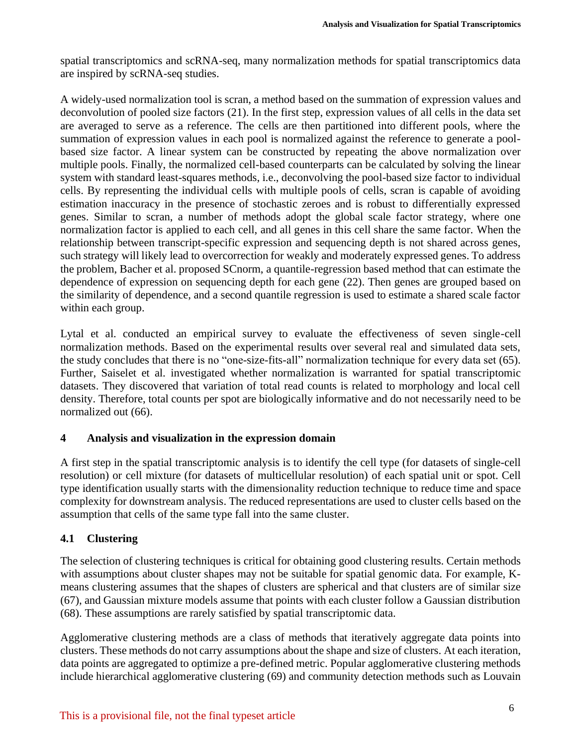spatial transcriptomics and scRNA-seq, many normalization methods for spatial transcriptomics data are inspired by scRNA-seq studies.

A widely-used normalization tool is scran, a method based on the summation of expression values and deconvolution of pooled size factors (21). In the first step, expression values of all cells in the data set are averaged to serve as a reference. The cells are then partitioned into different pools, where the summation of expression values in each pool is normalized against the reference to generate a pool-based size factor. A linear system can be constructed by repeating the above normalization over multiple pools. Finally, the normalized cell-based counterparts can be calculated by solving the linear system with standard least-squares methods, i.e., deconvolving the pool-based size factor to individual cells. By representing the individual cells with multiple pools of cells, scran is capable of avoiding estimation inaccuracy in the presence of stochastic zeroes and is robust to differentially expressed genes. Similar to scran, a number of methods adopt the global scale factor strategy, where one normalization factor is applied to each cell, and all genes in this cell share the same factor. When the relationship between transcript-specific expression and sequencing depth is not shared across genes, such strategy will likely lead to overcorrection for weakly and moderately expressed genes. To address the problem, Bacher et al. proposed SCnorm, a quantile-regression based method that can estimate the dependence of expression on sequencing depth for each gene (22). Then genes are grouped based on the similarity of dependence, and a second quantile regression is used to estimate a shared scale factor within each group.

Lytal et al. conducted an empirical survey to evaluate the effectiveness of seven single-cell normalization methods. Based on the experimental results over several real and simulated data sets, the study concludes that there is no "one-size-fits-all" normalization technique for every data set (65). Further, Saiselet et al. investigated whether normalization is warranted for spatial transcriptomic datasets. They discovered that variation of total read counts is related to morphology and local cell density. Therefore, total counts per spot are biologically informative and do not necessarily need to be normalized out (66).

## 4 Analysis and visualization in the expression domain

A first step in the spatial transcriptomic analysis is to identify the cell type (for datasets of single-cell resolution) or cell mixture (for datasets of multicellular resolution) of each spatial unit or spot. Cell type identification usually starts with the dimensionality reduction technique to reduce time and space complexity for downstream analysis. The reduced representations are used to cluster cells based on the assumption that cells of the same type fall into the same cluster.

### 4.1 Clustering

The selection of clustering techniques is critical for obtaining good clustering results. Certain methods with assumptions about cluster shapes may not be suitable for spatial genomic data. For example, K-means clustering assumes that the shapes of clusters are spherical and that clusters are of similar size (67), and Gaussian mixture models assume that points with each cluster follow a Gaussian distribution (68). These assumptions are rarely satisfied by spatial transcriptomic data.

Agglomerative clustering methods are a class of methods that iteratively aggregate data points into clusters. These methods do not carry assumptions about the shape and size of clusters. At each iteration, data points are aggregated to optimize a pre-defined metric. Popular agglomerative clustering methods include hierarchical agglomerative clustering (69) and community detection methods such as Louvain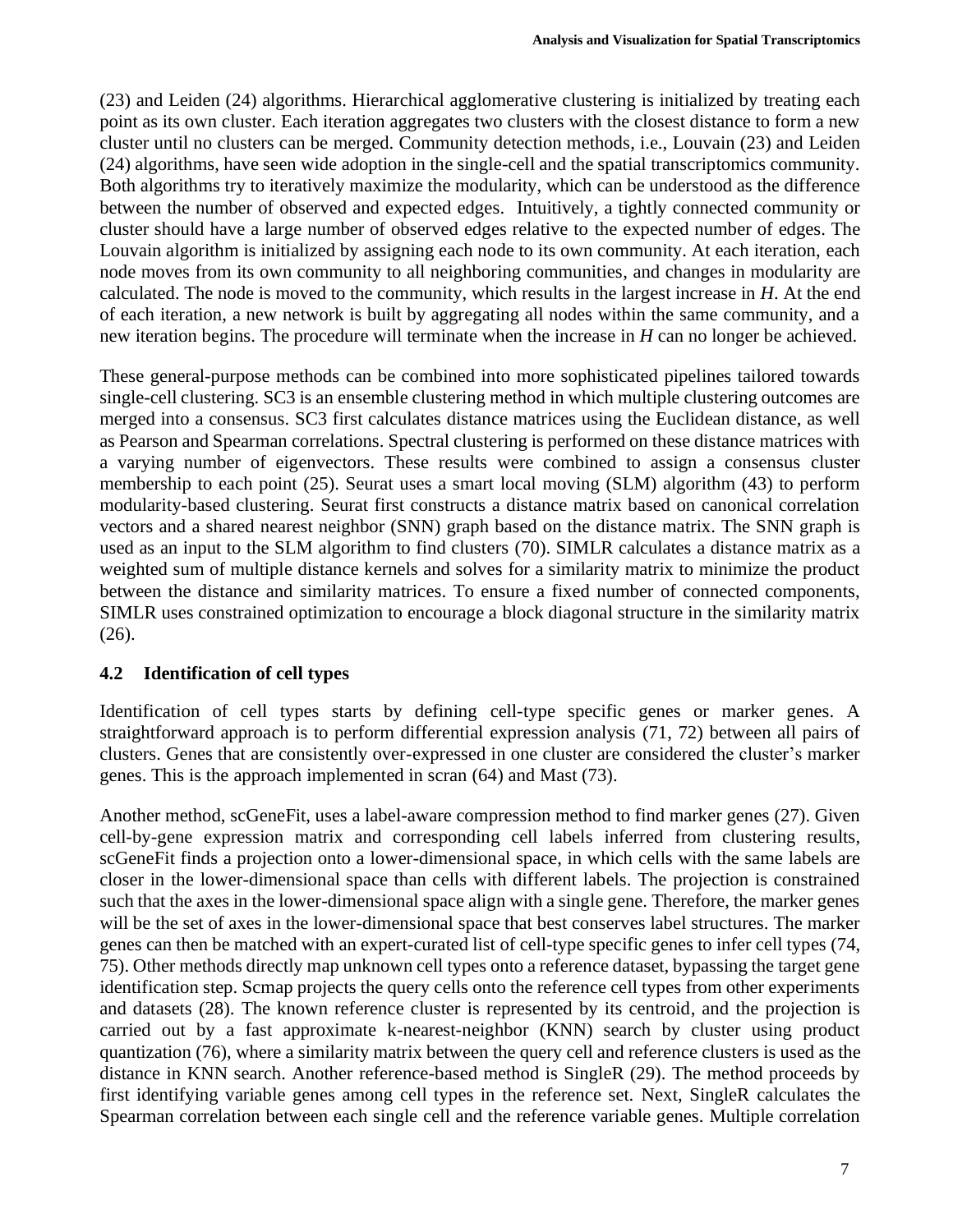(23) and Leiden (24) algorithms. Hierarchical agglomerative clustering is initialized by treating each point as its own cluster. Each iteration aggregates two clusters with the closest distance to form a new cluster until no clusters can be merged. Community detection methods, i.e., Louvain (23) and Leiden (24) algorithms, have seen wide adoption in the single-cell and the spatial transcriptomics community. Both algorithms try to iteratively maximize the modularity, which can be understood as the difference between the number of observed and expected edges. Intuitively, a tightly connected community or cluster should have a large number of observed edges relative to the expected number of edges. The Louvain algorithm is initialized by assigning each node to its own community. At each iteration, each node moves from its own community to all neighboring communities, and changes in modularity are calculated. The node is moved to the community, which results in the largest increase in $H$. At the end of each iteration, a new network is built by aggregating all nodes within the same community, and a new iteration begins. The procedure will terminate when the increase in $H$ can no longer be achieved.

These general-purpose methods can be combined into more sophisticated pipelines tailored towards single-cell clustering. SC3 is an ensemble clustering method in which multiple clustering outcomes are merged into a consensus. SC3 first calculates distance matrices using the Euclidean distance, as well as Pearson and Spearman correlations. Spectral clustering is performed on these distance matrices with a varying number of eigenvectors. These results were combined to assign a consensus cluster membership to each point (25). Seurat uses a smart local moving (SLM) algorithm (43) to perform modularity-based clustering. Seurat first constructs a distance matrix based on canonical correlation vectors and a shared nearest neighbor (SNN) graph based on the distance matrix. The SNN graph is used as an input to the SLM algorithm to find clusters (70). SIMLR calculates a distance matrix as a weighted sum of multiple distance kernels and solves for a similarity matrix to minimize the product between the distance and similarity matrices. To ensure a fixed number of connected components, SIMLR uses constrained optimization to encourage a block diagonal structure in the similarity matrix (26).

### 4.2 Identification of cell types

Identification of cell types starts by defining cell-type specific genes or marker genes. A straightforward approach is to perform differential expression analysis (71, 72) between all pairs of clusters. Genes that are consistently over-expressed in one cluster are considered the cluster's marker genes. This is the approach implemented in scran (64) and Mast (73).

Another method, scGeneFit, uses a label-aware compression method to find marker genes (27). Given cell-by-gene expression matrix and corresponding cell labels inferred from clustering results, scGeneFit finds a projection onto a lower-dimensional space, in which cells with the same labels are closer in the lower-dimensional space than cells with different labels. The projection is constrained such that the axes in the lower-dimensional space align with a single gene. Therefore, the marker genes will be the set of axes in the lower-dimensional space that best conserves label structures. The marker genes can then be matched with an expert-curated list of cell-type specific genes to infer cell types (74, 75). Other methods directly map unknown cell types onto a reference dataset, bypassing the target gene identification step. Scmap projects the query cells onto the reference cell types from other experiments and datasets (28). The known reference cluster is represented by its centroid, and the projection is carried out by a fast approximate k-nearest-neighbor (KNN) search by cluster using product quantization (76), where a similarity matrix between the query cell and reference clusters is used as the distance in KNN search. Another reference-based method is SingleR (29). The method proceeds by first identifying variable genes among cell types in the reference set. Next, SingleR calculates the Spearman correlation between each single cell and the reference variable genes. Multiple correlation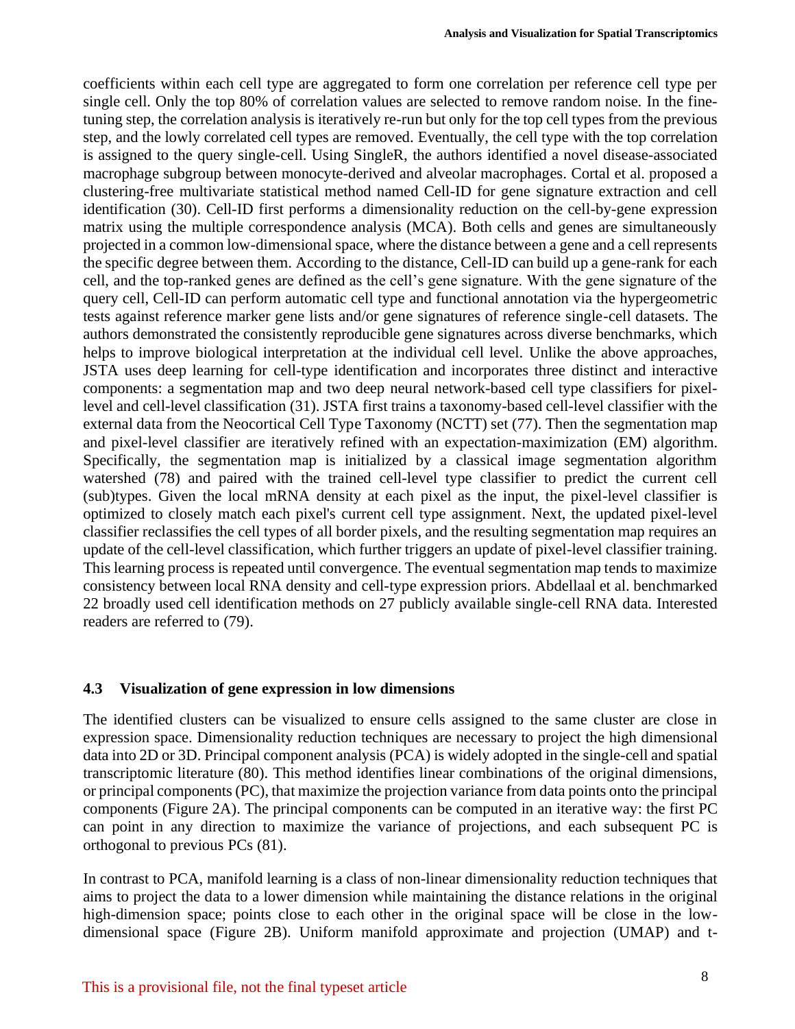coefficients within each cell type are aggregated to form one correlation per reference cell type per single cell. Only the top 80% of correlation values are selected to remove random noise. In the fine-tuning step, the correlation analysis is iteratively re-run but only for the top cell types from the previous step, and the lowly correlated cell types are removed. Eventually, the cell type with the top correlation is assigned to the query single-cell. Using SingleR, the authors identified a novel disease-associated macrophage subgroup between monocyte-derived and alveolar macrophages. Cortal et al. proposed a clustering-free multivariate statistical method named Cell-ID for gene signature extraction and cell identification (30). Cell-ID first performs a dimensionality reduction on the cell-by-gene expression matrix using the multiple correspondence analysis (MCA). Both cells and genes are simultaneously projected in a common low-dimensional space, where the distance between a gene and a cell represents the specific degree between them. According to the distance, Cell-ID can build up a gene-rank for each cell, and the top-ranked genes are defined as the cell's gene signature. With the gene signature of the query cell, Cell-ID can perform automatic cell type and functional annotation via the hypergeometric tests against reference marker gene lists and/or gene signatures of reference single-cell datasets. The authors demonstrated the consistently reproducible gene signatures across diverse benchmarks, which helps to improve biological interpretation at the individual cell level. Unlike the above approaches, JSTA uses deep learning for cell-type identification and incorporates three distinct and interactive components: a segmentation map and two deep neural network-based cell type classifiers for pixel-level and cell-level classification (31). JSTA first trains a taxonomy-based cell-level classifier with the external data from the Neocortical Cell Type Taxonomy (NCTT) set (77). Then the segmentation map and pixel-level classifier are iteratively refined with an expectation-maximization (EM) algorithm. Specifically, the segmentation map is initialized by a classical image segmentation algorithm watershed (78) and paired with the trained cell-level type classifier to predict the current cell (sub)types. Given the local mRNA density at each pixel as the input, the pixel-level classifier is optimized to closely match each pixel's current cell type assignment. Next, the updated pixel-level classifier reclassifies the cell types of all border pixels, and the resulting segmentation map requires an update of the cell-level classification, which further triggers an update of pixel-level classifier training. This learning process is repeated until convergence. The eventual segmentation map tends to maximize consistency between local RNA density and cell-type expression priors. Abdellaal et al. benchmarked 22 broadly used cell identification methods on 27 publicly available single-cell RNA data. Interested readers are referred to (79).

### 4.3 Visualization of gene expression in low dimensions

The identified clusters can be visualized to ensure cells assigned to the same cluster are close in expression space. Dimensionality reduction techniques are necessary to project the high dimensional data into 2D or 3D. Principal component analysis (PCA) is widely adopted in the single-cell and spatial transcriptomic literature (80). This method identifies linear combinations of the original dimensions, or principal components (PC), that maximize the projection variance from data points onto the principal components (Figure 2A). The principal components can be computed in an iterative way: the first PC can point in any direction to maximize the variance of projections, and each subsequent PC is orthogonal to previous PCs (81).

In contrast to PCA, manifold learning is a class of non-linear dimensionality reduction techniques that aims to project the data to a lower dimension while maintaining the distance relations in the original high-dimension space; points close to each other in the original space will be close in the low-dimensional space (Figure 2B). Uniform manifold approximate and projection (UMAP) and t-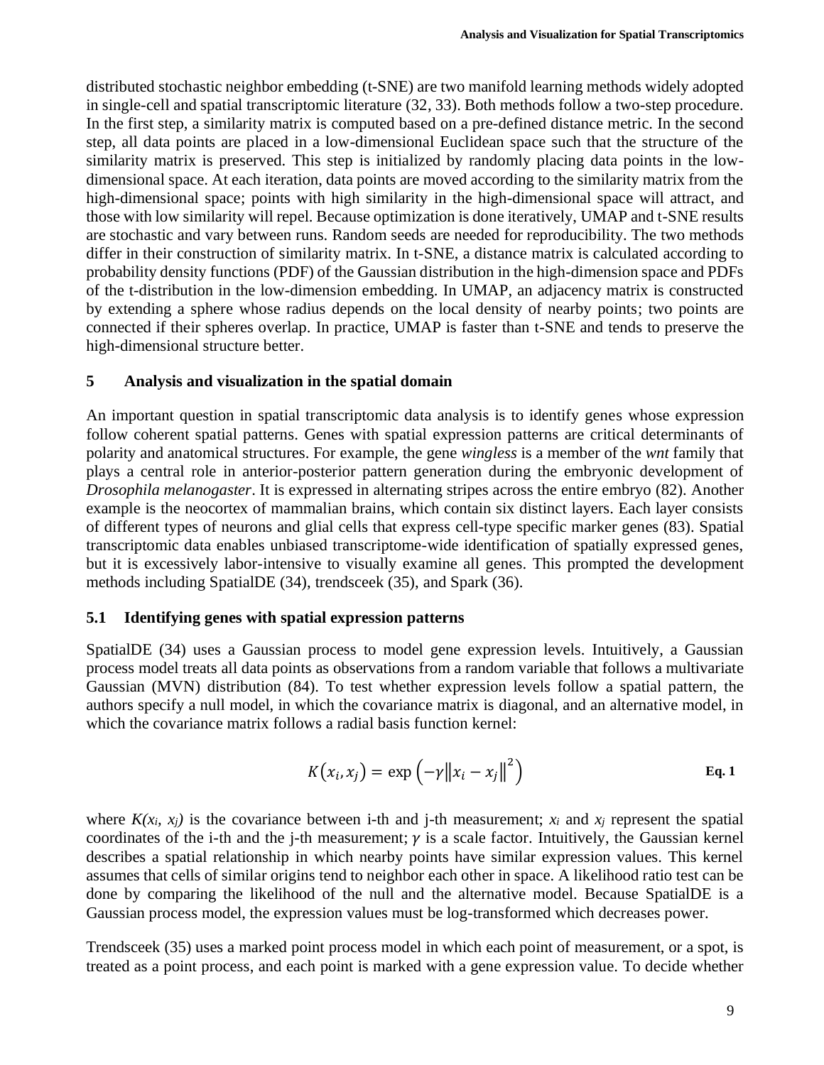distributed stochastic neighbor embedding (t-SNE) are two manifold learning methods widely adopted in single-cell and spatial transcriptomic literature (32, 33). Both methods follow a two-step procedure. In the first step, a similarity matrix is computed based on a pre-defined distance metric. In the second step, all data points are placed in a low-dimensional Euclidean space such that the structure of the similarity matrix is preserved. This step is initialized by randomly placing data points in the low-dimensional space. At each iteration, data points are moved according to the similarity matrix from the high-dimensional space; points with high similarity in the high-dimensional space will attract, and those with low similarity will repel. Because optimization is done iteratively, UMAP and t-SNE results are stochastic and vary between runs. Random seeds are needed for reproducibility. The two methods differ in their construction of similarity matrix. In t-SNE, a distance matrix is calculated according to probability density functions (PDF) of the Gaussian distribution in the high-dimension space and PDFs of the t-distribution in the low-dimension embedding. In UMAP, an adjacency matrix is constructed by extending a sphere whose radius depends on the local density of nearby points; two points are connected if their spheres overlap. In practice, UMAP is faster than t-SNE and tends to preserve the high-dimensional structure better.

## 5 Analysis and visualization in the spatial domain

An important question in spatial transcriptomic data analysis is to identify genes whose expression follow coherent spatial patterns. Genes with spatial expression patterns are critical determinants of polarity and anatomical structures. For example, the gene *wingless* is a member of the *wnt* family that plays a central role in anterior-posterior pattern generation during the embryonic development of *Drosophila melanogaster*. It is expressed in alternating stripes across the entire embryo (82). Another example is the neocortex of mammalian brains, which contain six distinct layers. Each layer consists of different types of neurons and glial cells that express cell-type specific marker genes (83). Spatial transcriptomic data enables unbiased transcriptome-wide identification of spatially expressed genes, but it is excessively labor-intensive to visually examine all genes. This prompted the development methods including SpatialDE (34), trendsceek (35), and Spark (36).

### 5.1 Identifying genes with spatial expression patterns

SpatialDE (34) uses a Gaussian process to model gene expression levels. Intuitively, a Gaussian process model treats all data points as observations from a random variable that follows a multivariate Gaussian (MVN) distribution (84). To test whether expression levels follow a spatial pattern, the authors specify a null model, in which the covariance matrix is diagonal, and an alternative model, in which the covariance matrix follows a radial basis function kernel:

$$K(x_i, x_j) = \exp\left(-\gamma \|x_i - x_j\|^2\right) \qquad \textbf{Eq. 1}$$

where $K(x_i, x_j)$ is the covariance between i-th and j-th measurement; $x_i$ and $x_j$ represent the spatial coordinates of the i-th and the j-th measurement; $\gamma$ is a scale factor. Intuitively, the Gaussian kernel describes a spatial relationship in which nearby points have similar expression values. This kernel assumes that cells of similar origins tend to neighbor each other in space. A likelihood ratio test can be done by comparing the likelihood of the null and the alternative model. Because SpatialDE is a Gaussian process model, the expression values must be log-transformed which decreases power.

Trendsceek (35) uses a marked point process model in which each point of measurement, or a spot, is treated as a point process, and each point is marked with a gene expression value. To decide whether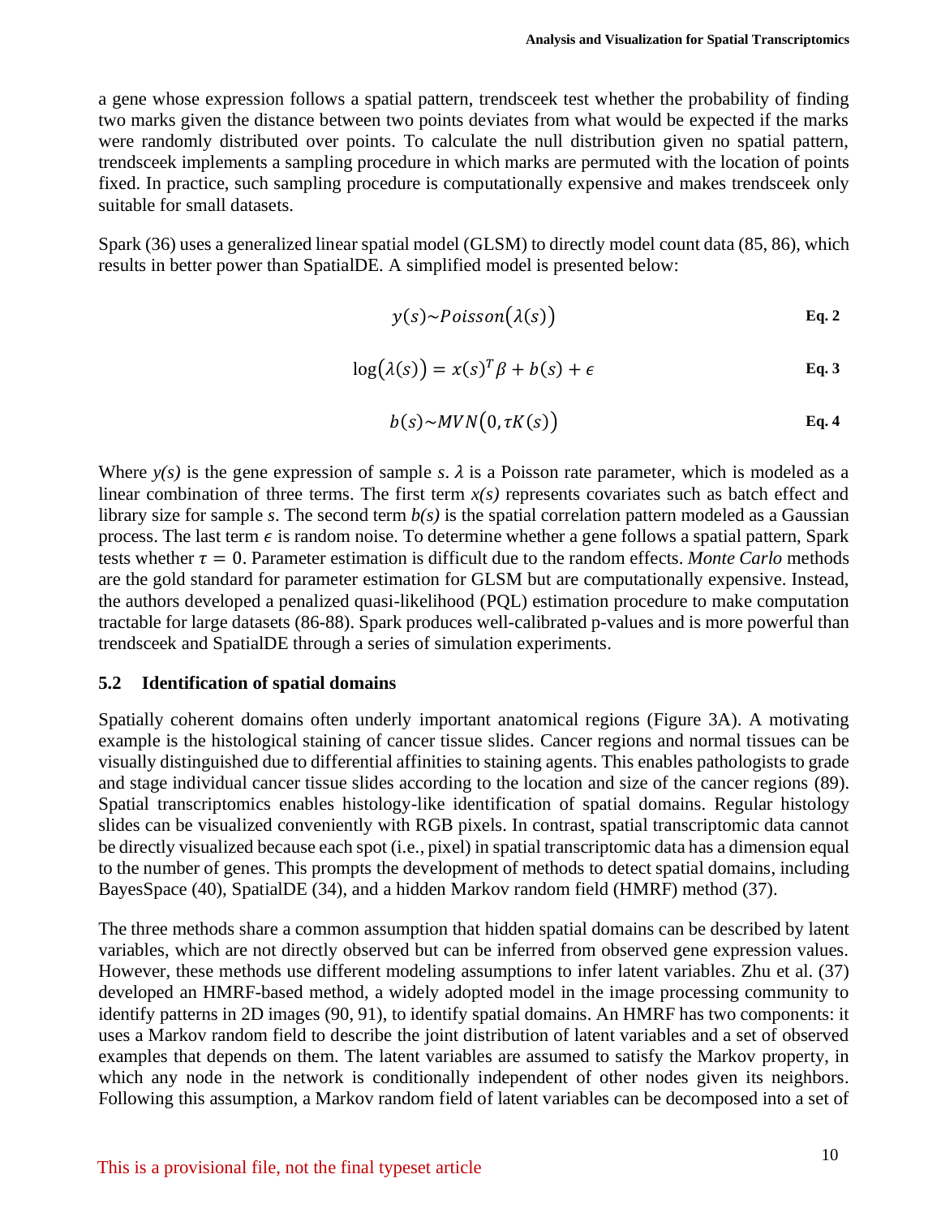a gene whose expression follows a spatial pattern, trendsceek test whether the probability of finding two marks given the distance between two points deviates from what would be expected if the marks were randomly distributed over points. To calculate the null distribution given no spatial pattern, trendsceek implements a sampling procedure in which marks are permuted with the location of points fixed. In practice, such sampling procedure is computationally expensive and makes trendsceek only suitable for small datasets.

Spark (36) uses a generalized linear spatial model (GLSM) to directly model count data (85, 86), which results in better power than SpatialDE. A simplified model is presented below:

$$y(s) \sim Poisson(\lambda(s)) \quad \textbf{Eq. 2}$$

$$\log(\lambda(s)) = x(s)^T\beta + b(s) + \epsilon \quad \textbf{Eq. 3}$$

$$b(s) \sim MVN(0, \tau K(s)) \quad \textbf{Eq. 4}$$

Where *y(s)* is the gene expression of sample *s*. $\lambda$ is a Poisson rate parameter, which is modeled as a linear combination of three terms. The first term *x(s)* represents covariates such as batch effect and library size for sample *s*. The second term *b(s)* is the spatial correlation pattern modeled as a Gaussian process. The last term $\epsilon$ is random noise. To determine whether a gene follows a spatial pattern, Spark tests whether $\tau = 0$. Parameter estimation is difficult due to the random effects. *Monte Carlo* methods are the gold standard for parameter estimation for GLSM but are computationally expensive. Instead, the authors developed a penalized quasi-likelihood (PQL) estimation procedure to make computation tractable for large datasets (86-88). Spark produces well-calibrated p-values and is more powerful than trendsceek and SpatialDE through a series of simulation experiments.

## 5.2 Identification of spatial domains

Spatially coherent domains often underly important anatomical regions (Figure 3A). A motivating example is the histological staining of cancer tissue slides. Cancer regions and normal tissues can be visually distinguished due to differential affinities to staining agents. This enables pathologists to grade and stage individual cancer tissue slides according to the location and size of the cancer regions (89). Spatial transcriptomics enables histology-like identification of spatial domains. Regular histology slides can be visualized conveniently with RGB pixels. In contrast, spatial transcriptomic data cannot be directly visualized because each spot (i.e., pixel) in spatial transcriptomic data has a dimension equal to the number of genes. This prompts the development of methods to detect spatial domains, including BayesSpace (40), SpatialDE (34), and a hidden Markov random field (HMRF) method (37).

The three methods share a common assumption that hidden spatial domains can be described by latent variables, which are not directly observed but can be inferred from observed gene expression values. However, these methods use different modeling assumptions to infer latent variables. Zhu et al. (37) developed an HMRF-based method, a widely adopted model in the image processing community to identify patterns in 2D images (90, 91), to identify spatial domains. An HMRF has two components: it uses a Markov random field to describe the joint distribution of latent variables and a set of observed examples that depends on them. The latent variables are assumed to satisfy the Markov property, in which any node in the network is conditionally independent of other nodes given its neighbors. Following this assumption, a Markov random field of latent variables can be decomposed into a set of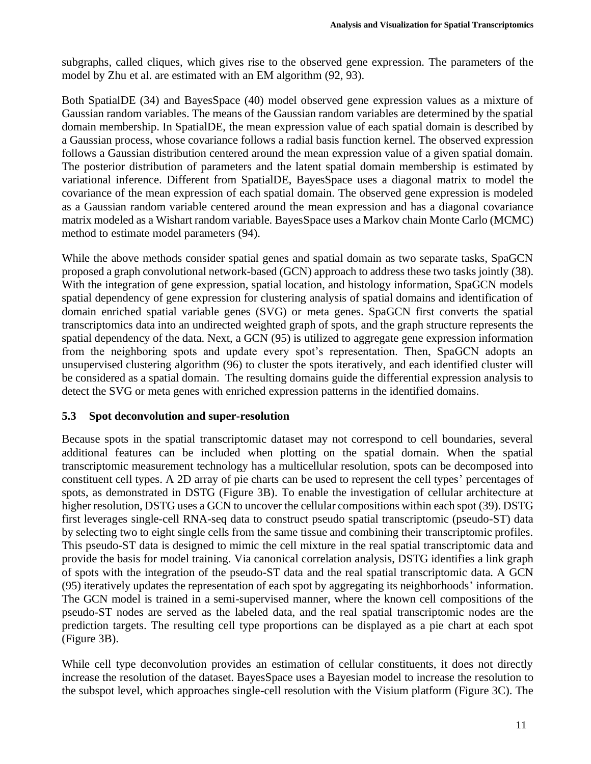subgraphs, called cliques, which gives rise to the observed gene expression. The parameters of the model by Zhu et al. are estimated with an EM algorithm (92, 93).

Both SpatialDE (34) and BayesSpace (40) model observed gene expression values as a mixture of Gaussian random variables. The means of the Gaussian random variables are determined by the spatial domain membership. In SpatialDE, the mean expression value of each spatial domain is described by a Gaussian process, whose covariance follows a radial basis function kernel. The observed expression follows a Gaussian distribution centered around the mean expression value of a given spatial domain. The posterior distribution of parameters and the latent spatial domain membership is estimated by variational inference. Different from SpatialDE, BayesSpace uses a diagonal matrix to model the covariance of the mean expression of each spatial domain. The observed gene expression is modeled as a Gaussian random variable centered around the mean expression and has a diagonal covariance matrix modeled as a Wishart random variable. BayesSpace uses a Markov chain Monte Carlo (MCMC) method to estimate model parameters (94).

While the above methods consider spatial genes and spatial domain as two separate tasks, SpaGCN proposed a graph convolutional network-based (GCN) approach to address these two tasks jointly (38). With the integration of gene expression, spatial location, and histology information, SpaGCN models spatial dependency of gene expression for clustering analysis of spatial domains and identification of domain enriched spatial variable genes (SVG) or meta genes. SpaGCN first converts the spatial transcriptomics data into an undirected weighted graph of spots, and the graph structure represents the spatial dependency of the data. Next, a GCN (95) is utilized to aggregate gene expression information from the neighboring spots and update every spot's representation. Then, SpaGCN adopts an unsupervised clustering algorithm (96) to cluster the spots iteratively, and each identified cluster will be considered as a spatial domain. The resulting domains guide the differential expression analysis to detect the SVG or meta genes with enriched expression patterns in the identified domains.

### 5.3 Spot deconvolution and super-resolution

Because spots in the spatial transcriptomic dataset may not correspond to cell boundaries, several additional features can be included when plotting on the spatial domain. When the spatial transcriptomic measurement technology has a multicellular resolution, spots can be decomposed into constituent cell types. A 2D array of pie charts can be used to represent the cell types' percentages of spots, as demonstrated in DSTG (Figure 3B). To enable the investigation of cellular architecture at higher resolution, DSTG uses a GCN to uncover the cellular compositions within each spot (39). DSTG first leverages single-cell RNA-seq data to construct pseudo spatial transcriptomic (pseudo-ST) data by selecting two to eight single cells from the same tissue and combining their transcriptomic profiles. This pseudo-ST data is designed to mimic the cell mixture in the real spatial transcriptomic data and provide the basis for model training. Via canonical correlation analysis, DSTG identifies a link graph of spots with the integration of the pseudo-ST data and the real spatial transcriptomic data. A GCN (95) iteratively updates the representation of each spot by aggregating its neighborhoods' information. The GCN model is trained in a semi-supervised manner, where the known cell compositions of the pseudo-ST nodes are served as the labeled data, and the real spatial transcriptomic nodes are the prediction targets. The resulting cell type proportions can be displayed as a pie chart at each spot (Figure 3B).

While cell type deconvolution provides an estimation of cellular constituents, it does not directly increase the resolution of the dataset. BayesSpace uses a Bayesian model to increase the resolution to the subspot level, which approaches single-cell resolution with the Visium platform (Figure 3C). The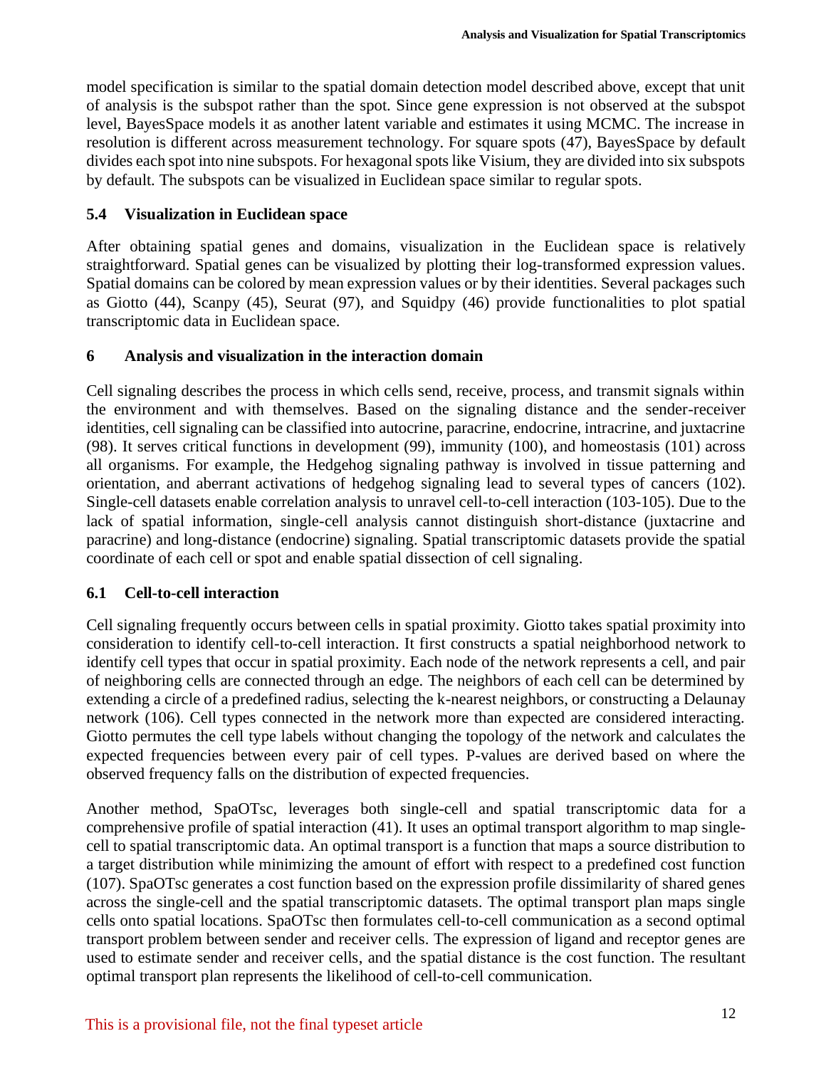model specification is similar to the spatial domain detection model described above, except that unit of analysis is the subspot rather than the spot. Since gene expression is not observed at the subspot level, BayesSpace models it as another latent variable and estimates it using MCMC. The increase in resolution is different across measurement technology. For square spots (47), BayesSpace by default divides each spot into nine subspots. For hexagonal spots like Visium, they are divided into six subspots by default. The subspots can be visualized in Euclidean space similar to regular spots.

### 5.4 Visualization in Euclidean space

After obtaining spatial genes and domains, visualization in the Euclidean space is relatively straightforward. Spatial genes can be visualized by plotting their log-transformed expression values. Spatial domains can be colored by mean expression values or by their identities. Several packages such as Giotto (44), Scanpy (45), Seurat (97), and Squidpy (46) provide functionalities to plot spatial transcriptomic data in Euclidean space.

## 6 Analysis and visualization in the interaction domain

Cell signaling describes the process in which cells send, receive, process, and transmit signals within the environment and with themselves. Based on the signaling distance and the sender-receiver identities, cell signaling can be classified into autocrine, paracrine, endocrine, intracrine, and juxtacrine (98). It serves critical functions in development (99), immunity (100), and homeostasis (101) across all organisms. For example, the Hedgehog signaling pathway is involved in tissue patterning and orientation, and aberrant activations of hedgehog signaling lead to several types of cancers (102). Single-cell datasets enable correlation analysis to unravel cell-to-cell interaction (103-105). Due to the lack of spatial information, single-cell analysis cannot distinguish short-distance (juxtacrine and paracrine) and long-distance (endocrine) signaling. Spatial transcriptomic datasets provide the spatial coordinate of each cell or spot and enable spatial dissection of cell signaling.

### 6.1 Cell-to-cell interaction

Cell signaling frequently occurs between cells in spatial proximity. Giotto takes spatial proximity into consideration to identify cell-to-cell interaction. It first constructs a spatial neighborhood network to identify cell types that occur in spatial proximity. Each node of the network represents a cell, and pair of neighboring cells are connected through an edge. The neighbors of each cell can be determined by extending a circle of a predefined radius, selecting the k-nearest neighbors, or constructing a Delaunay network (106). Cell types connected in the network more than expected are considered interacting. Giotto permutes the cell type labels without changing the topology of the network and calculates the expected frequencies between every pair of cell types. P-values are derived based on where the observed frequency falls on the distribution of expected frequencies.

Another method, SpaOTsc, leverages both single-cell and spatial transcriptomic data for a comprehensive profile of spatial interaction (41). It uses an optimal transport algorithm to map single-cell to spatial transcriptomic data. An optimal transport is a function that maps a source distribution to a target distribution while minimizing the amount of effort with respect to a predefined cost function (107). SpaOTsc generates a cost function based on the expression profile dissimilarity of shared genes across the single-cell and the spatial transcriptomic datasets. The optimal transport plan maps single cells onto spatial locations. SpaOTsc then formulates cell-to-cell communication as a second optimal transport problem between sender and receiver cells. The expression of ligand and receptor genes are used to estimate sender and receiver cells, and the spatial distance is the cost function. The resultant optimal transport plan represents the likelihood of cell-to-cell communication.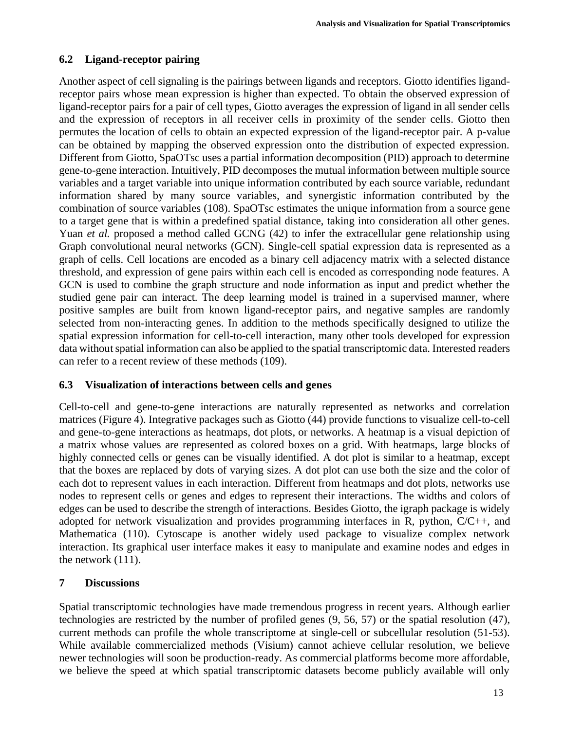## 6.2 Ligand-receptor pairing

Another aspect of cell signaling is the pairings between ligands and receptors. Giotto identifies ligand-receptor pairs whose mean expression is higher than expected. To obtain the observed expression of ligand-receptor pairs for a pair of cell types, Giotto averages the expression of ligand in all sender cells and the expression of receptors in all receiver cells in proximity of the sender cells. Giotto then permutes the location of cells to obtain an expected expression of the ligand-receptor pair. A p-value can be obtained by mapping the observed expression onto the distribution of expected expression. Different from Giotto, SpaOTsc uses a partial information decomposition (PID) approach to determine gene-to-gene interaction. Intuitively, PID decomposes the mutual information between multiple source variables and a target variable into unique information contributed by each source variable, redundant information shared by many source variables, and synergistic information contributed by the combination of source variables (108). SpaOTsc estimates the unique information from a source gene to a target gene that is within a predefined spatial distance, taking into consideration all other genes. Yuan *et al.* proposed a method called GCNG (42) to infer the extracellular gene relationship using Graph convolutional neural networks (GCN). Single-cell spatial expression data is represented as a graph of cells. Cell locations are encoded as a binary cell adjacency matrix with a selected distance threshold, and expression of gene pairs within each cell is encoded as corresponding node features. A GCN is used to combine the graph structure and node information as input and predict whether the studied gene pair can interact. The deep learning model is trained in a supervised manner, where positive samples are built from known ligand-receptor pairs, and negative samples are randomly selected from non-interacting genes. In addition to the methods specifically designed to utilize the spatial expression information for cell-to-cell interaction, many other tools developed for expression data without spatial information can also be applied to the spatial transcriptomic data. Interested readers can refer to a recent review of these methods (109).

## 6.3 Visualization of interactions between cells and genes

Cell-to-cell and gene-to-gene interactions are naturally represented as networks and correlation matrices (Figure 4). Integrative packages such as Giotto (44) provide functions to visualize cell-to-cell and gene-to-gene interactions as heatmaps, dot plots, or networks. A heatmap is a visual depiction of a matrix whose values are represented as colored boxes on a grid. With heatmaps, large blocks of highly connected cells or genes can be visually identified. A dot plot is similar to a heatmap, except that the boxes are replaced by dots of varying sizes. A dot plot can use both the size and the color of each dot to represent values in each interaction. Different from heatmaps and dot plots, networks use nodes to represent cells or genes and edges to represent their interactions. The widths and colors of edges can be used to describe the strength of interactions. Besides Giotto, the igraph package is widely adopted for network visualization and provides programming interfaces in R, python, C/C++, and Mathematica (110). Cytoscape is another widely used package to visualize complex network interaction. Its graphical user interface makes it easy to manipulate and examine nodes and edges in the network (111).

# 7 Discussions

Spatial transcriptomic technologies have made tremendous progress in recent years. Although earlier technologies are restricted by the number of profiled genes (9, 56, 57) or the spatial resolution (47), current methods can profile the whole transcriptome at single-cell or subcellular resolution (51-53). While available commercialized methods (Visium) cannot achieve cellular resolution, we believe newer technologies will soon be production-ready. As commercial platforms become more affordable, we believe the speed at which spatial transcriptomic datasets become publicly available will only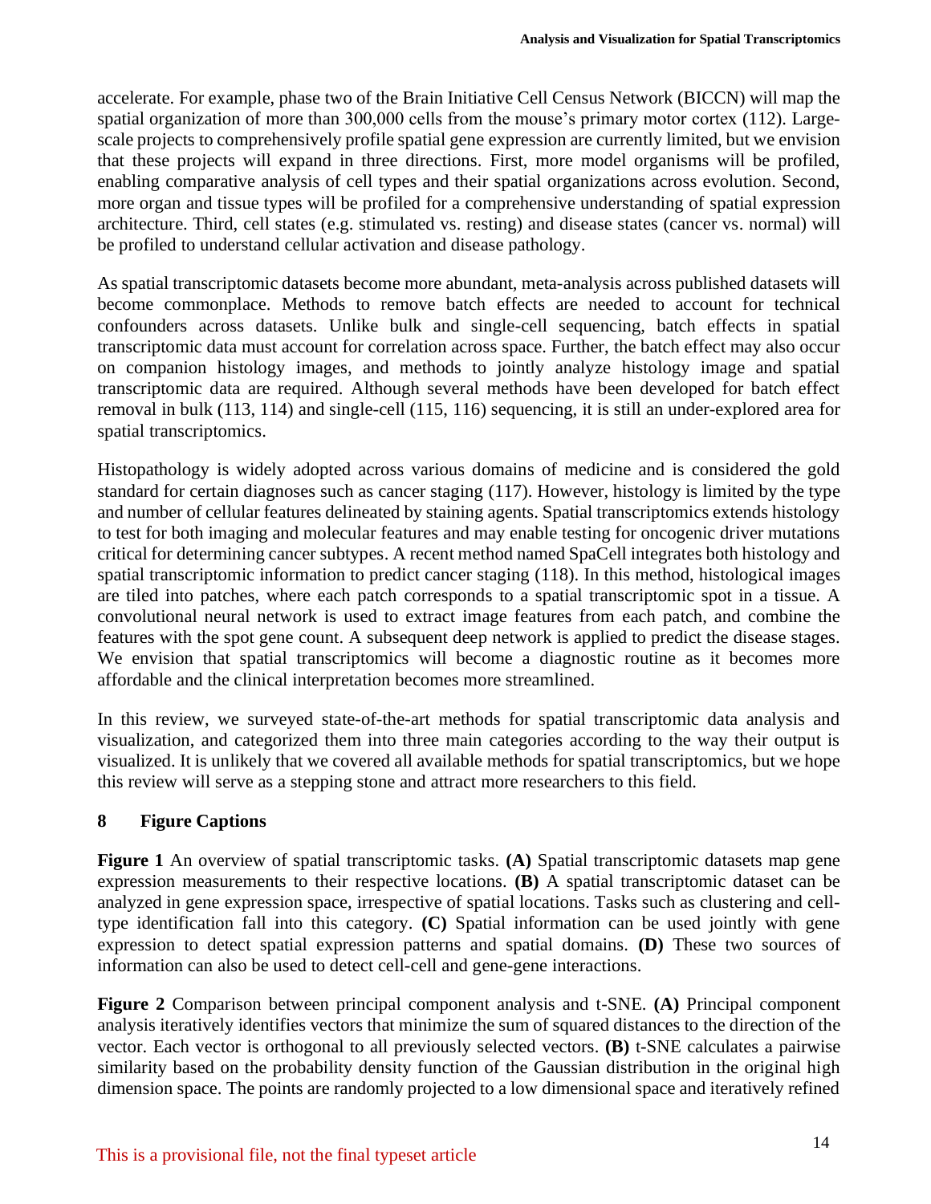accelerate. For example, phase two of the Brain Initiative Cell Census Network (BICCN) will map the spatial organization of more than 300,000 cells from the mouse's primary motor cortex (112). Large-scale projects to comprehensively profile spatial gene expression are currently limited, but we envision that these projects will expand in three directions. First, more model organisms will be profiled, enabling comparative analysis of cell types and their spatial organizations across evolution. Second, more organ and tissue types will be profiled for a comprehensive understanding of spatial expression architecture. Third, cell states (e.g. stimulated vs. resting) and disease states (cancer vs. normal) will be profiled to understand cellular activation and disease pathology.

As spatial transcriptomic datasets become more abundant, meta-analysis across published datasets will become commonplace. Methods to remove batch effects are needed to account for technical confounders across datasets. Unlike bulk and single-cell sequencing, batch effects in spatial transcriptomic data must account for correlation across space. Further, the batch effect may also occur on companion histology images, and methods to jointly analyze histology image and spatial transcriptomic data are required. Although several methods have been developed for batch effect removal in bulk (113, 114) and single-cell (115, 116) sequencing, it is still an under-explored area for spatial transcriptomics.

Histopathology is widely adopted across various domains of medicine and is considered the gold standard for certain diagnoses such as cancer staging (117). However, histology is limited by the type and number of cellular features delineated by staining agents. Spatial transcriptomics extends histology to test for both imaging and molecular features and may enable testing for oncogenic driver mutations critical for determining cancer subtypes. A recent method named SpaCell integrates both histology and spatial transcriptomic information to predict cancer staging (118). In this method, histological images are tiled into patches, where each patch corresponds to a spatial transcriptomic spot in a tissue. A convolutional neural network is used to extract image features from each patch, and combine the features with the spot gene count. A subsequent deep network is applied to predict the disease stages. We envision that spatial transcriptomics will become a diagnostic routine as it becomes more affordable and the clinical interpretation becomes more streamlined.

In this review, we surveyed state-of-the-art methods for spatial transcriptomic data analysis and visualization, and categorized them into three main categories according to the way their output is visualized. It is unlikely that we covered all available methods for spatial transcriptomics, but we hope this review will serve as a stepping stone and attract more researchers to this field.

## 8 Figure Captions

**Figure 1** An overview of spatial transcriptomic tasks. **(A)** Spatial transcriptomic datasets map gene expression measurements to their respective locations. **(B)** A spatial transcriptomic dataset can be analyzed in gene expression space, irrespective of spatial locations. Tasks such as clustering and cell-type identification fall into this category. **(C)** Spatial information can be used jointly with gene expression to detect spatial expression patterns and spatial domains. **(D)** These two sources of information can also be used to detect cell-cell and gene-gene interactions.

**Figure 2** Comparison between principal component analysis and t-SNE. **(A)** Principal component analysis iteratively identifies vectors that minimize the sum of squared distances to the direction of the vector. Each vector is orthogonal to all previously selected vectors. **(B)** t-SNE calculates a pairwise similarity based on the probability density function of the Gaussian distribution in the original high dimension space. The points are randomly projected to a low dimensional space and iteratively refined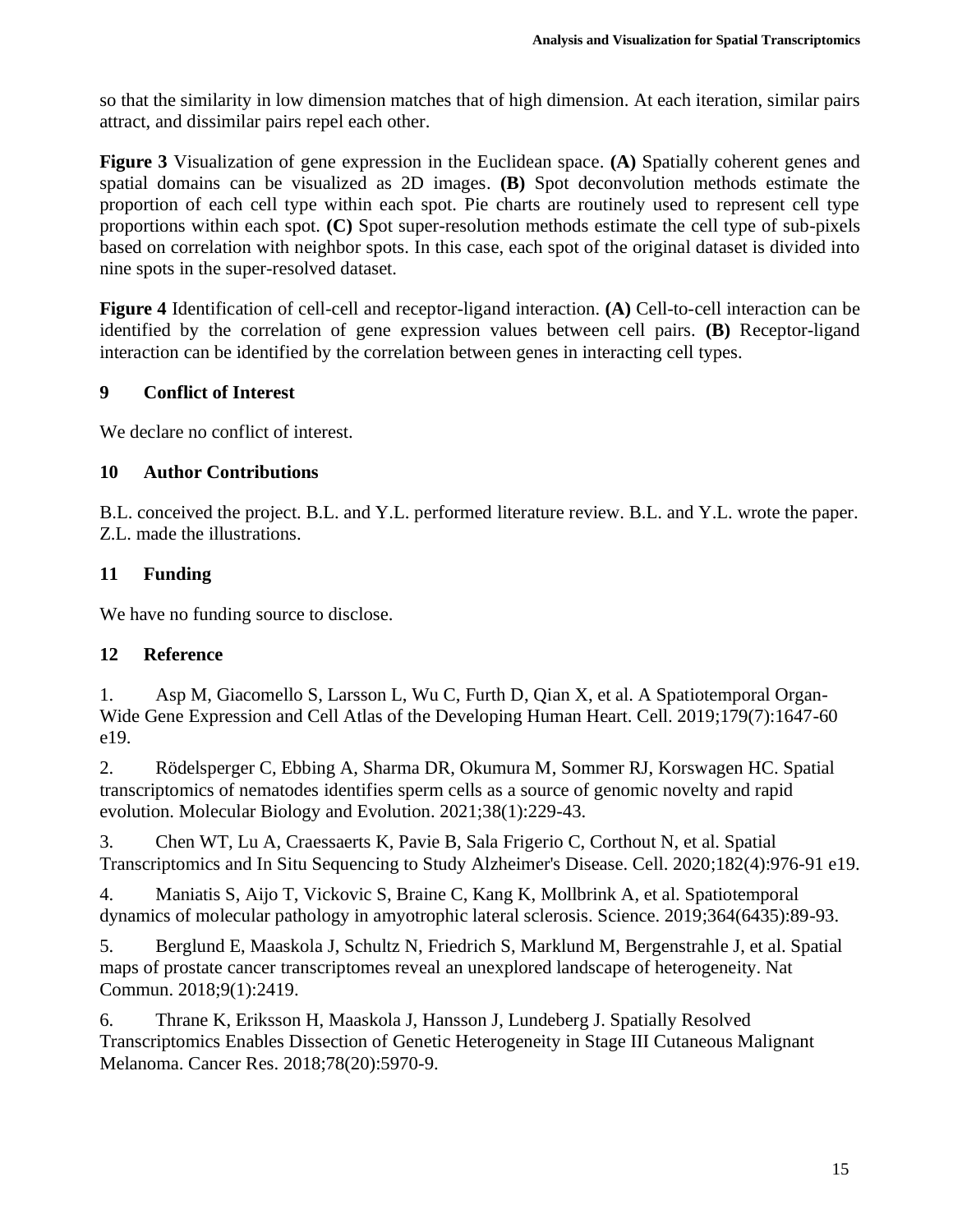so that the similarity in low dimension matches that of high dimension. At each iteration, similar pairs attract, and dissimilar pairs repel each other.

**Figure 3** Visualization of gene expression in the Euclidean space. **(A)** Spatially coherent genes and spatial domains can be visualized as 2D images. **(B)** Spot deconvolution methods estimate the proportion of each cell type within each spot. Pie charts are routinely used to represent cell type proportions within each spot. **(C)** Spot super-resolution methods estimate the cell type of sub-pixels based on correlation with neighbor spots. In this case, each spot of the original dataset is divided into nine spots in the super-resolved dataset.

**Figure 4** Identification of cell-cell and receptor-ligand interaction. **(A)** Cell-to-cell interaction can be identified by the correlation of gene expression values between cell pairs. **(B)** Receptor-ligand interaction can be identified by the correlation between genes in interacting cell types.

## 9 Conflict of Interest

We declare no conflict of interest.

## 10 Author Contributions

B.L. conceived the project. B.L. and Y.L. performed literature review. B.L. and Y.L. wrote the paper. Z.L. made the illustrations.

## 11 Funding

We have no funding source to disclose.

## 12 Reference

1. Asp M, Giacomello S, Larsson L, Wu C, Furth D, Qian X, et al. A Spatiotemporal Organ-Wide Gene Expression and Cell Atlas of the Developing Human Heart. Cell. 2019;179(7):1647-60 e19.

2. Rödelsperger C, Ebbing A, Sharma DR, Okumura M, Sommer RJ, Korswagen HC. Spatial transcriptomics of nematodes identifies sperm cells as a source of genomic novelty and rapid evolution. Molecular Biology and Evolution. 2021;38(1):229-43.

3. Chen WT, Lu A, Craessaerts K, Pavie B, Sala Frigerio C, Corthout N, et al. Spatial Transcriptomics and In Situ Sequencing to Study Alzheimer's Disease. Cell. 2020;182(4):976-91 e19.

4. Maniatis S, Aijo T, Vickovic S, Braine C, Kang K, Mollbrink A, et al. Spatiotemporal dynamics of molecular pathology in amyotrophic lateral sclerosis. Science. 2019;364(6435):89-93.

5. Berglund E, Maaskola J, Schultz N, Friedrich S, Marklund M, Bergenstrahle J, et al. Spatial maps of prostate cancer transcriptomes reveal an unexplored landscape of heterogeneity. Nat Commun. 2018;9(1):2419.

6. Thrane K, Eriksson H, Maaskola J, Hansson J, Lundeberg J. Spatially Resolved Transcriptomics Enables Dissection of Genetic Heterogeneity in Stage III Cutaneous Malignant Melanoma. Cancer Res. 2018;78(20):5970-9.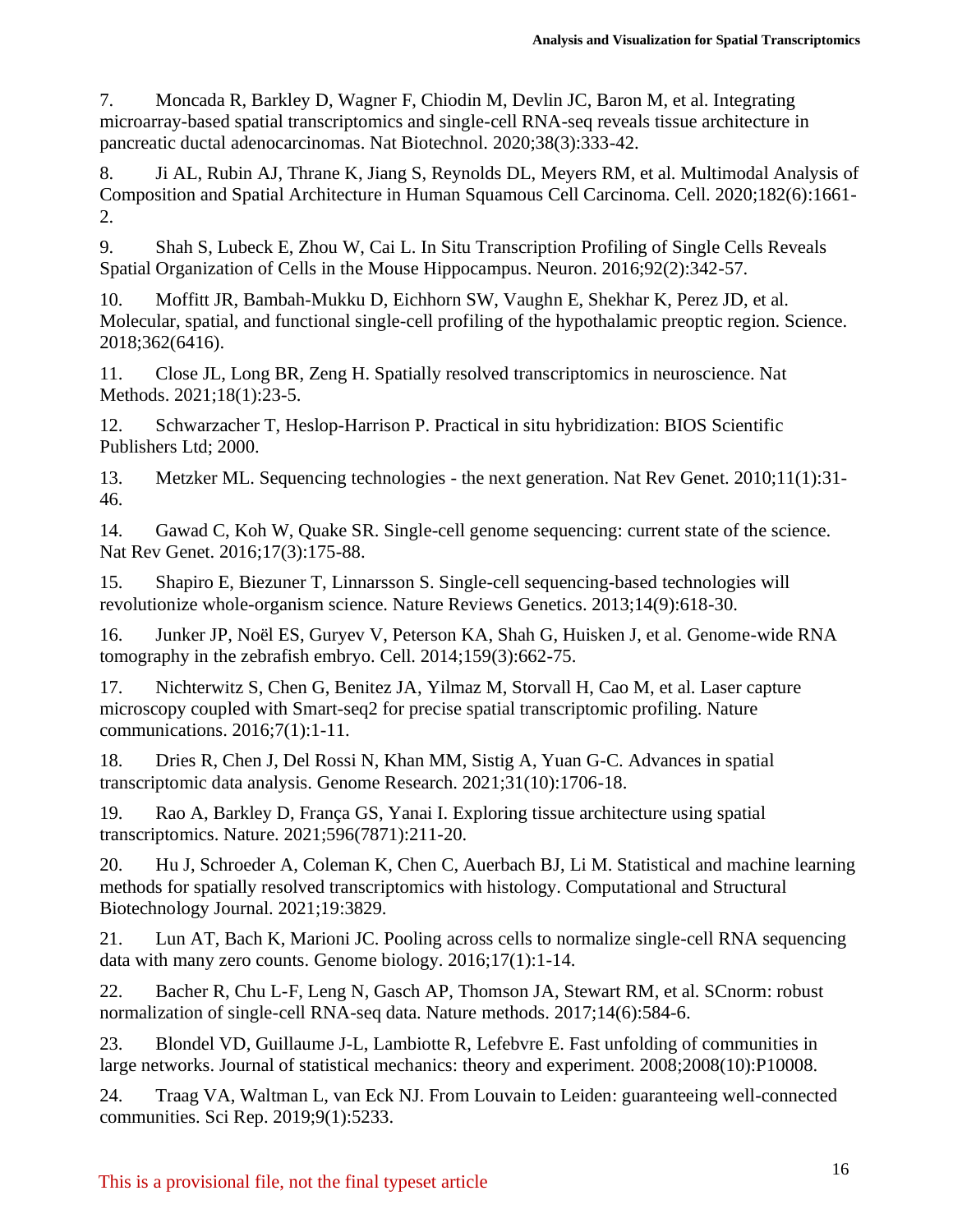7. Moncada R, Barkley D, Wagner F, Chiodin M, Devlin JC, Baron M, et al. Integrating microarray-based spatial transcriptomics and single-cell RNA-seq reveals tissue architecture in pancreatic ductal adenocarcinomas. Nat Biotechnol. 2020;38(3):333-42.

8. Ji AL, Rubin AJ, Thrane K, Jiang S, Reynolds DL, Meyers RM, et al. Multimodal Analysis of Composition and Spatial Architecture in Human Squamous Cell Carcinoma. Cell. 2020;182(6):1661-2.

9. Shah S, Lubeck E, Zhou W, Cai L. In Situ Transcription Profiling of Single Cells Reveals Spatial Organization of Cells in the Mouse Hippocampus. Neuron. 2016;92(2):342-57.

10. Moffitt JR, Bambah-Mukku D, Eichhorn SW, Vaughn E, Shekhar K, Perez JD, et al. Molecular, spatial, and functional single-cell profiling of the hypothalamic preoptic region. Science. 2018;362(6416).

11. Close JL, Long BR, Zeng H. Spatially resolved transcriptomics in neuroscience. Nat Methods. 2021;18(1):23-5.

12. Schwarzacher T, Heslop-Harrison P. Practical in situ hybridization: BIOS Scientific Publishers Ltd; 2000.

13. Metzker ML. Sequencing technologies - the next generation. Nat Rev Genet. 2010;11(1):31-46.

14. Gawad C, Koh W, Quake SR. Single-cell genome sequencing: current state of the science. Nat Rev Genet. 2016;17(3):175-88.

15. Shapiro E, Biezuner T, Linnarsson S. Single-cell sequencing-based technologies will revolutionize whole-organism science. Nature Reviews Genetics. 2013;14(9):618-30.

16. Junker JP, Noël ES, Guryev V, Peterson KA, Shah G, Huisken J, et al. Genome-wide RNA tomography in the zebrafish embryo. Cell. 2014;159(3):662-75.

17. Nichterwitz S, Chen G, Benitez JA, Yilmaz M, Storvall H, Cao M, et al. Laser capture microscopy coupled with Smart-seq2 for precise spatial transcriptomic profiling. Nature communications. 2016;7(1):1-11.

18. Dries R, Chen J, Del Rossi N, Khan MM, Sistig A, Yuan G-C. Advances in spatial transcriptomic data analysis. Genome Research. 2021;31(10):1706-18.

19. Rao A, Barkley D, França GS, Yanai I. Exploring tissue architecture using spatial transcriptomics. Nature. 2021;596(7871):211-20.

20. Hu J, Schroeder A, Coleman K, Chen C, Auerbach BJ, Li M. Statistical and machine learning methods for spatially resolved transcriptomics with histology. Computational and Structural Biotechnology Journal. 2021;19:3829.

21. Lun AT, Bach K, Marioni JC. Pooling across cells to normalize single-cell RNA sequencing data with many zero counts. Genome biology. 2016;17(1):1-14.

22. Bacher R, Chu L-F, Leng N, Gasch AP, Thomson JA, Stewart RM, et al. SCnorm: robust normalization of single-cell RNA-seq data. Nature methods. 2017;14(6):584-6.

23. Blondel VD, Guillaume J-L, Lambiotte R, Lefebvre E. Fast unfolding of communities in large networks. Journal of statistical mechanics: theory and experiment. 2008;2008(10):P10008.

24. Traag VA, Waltman L, van Eck NJ. From Louvain to Leiden: guaranteeing well-connected communities. Sci Rep. 2019;9(1):5233.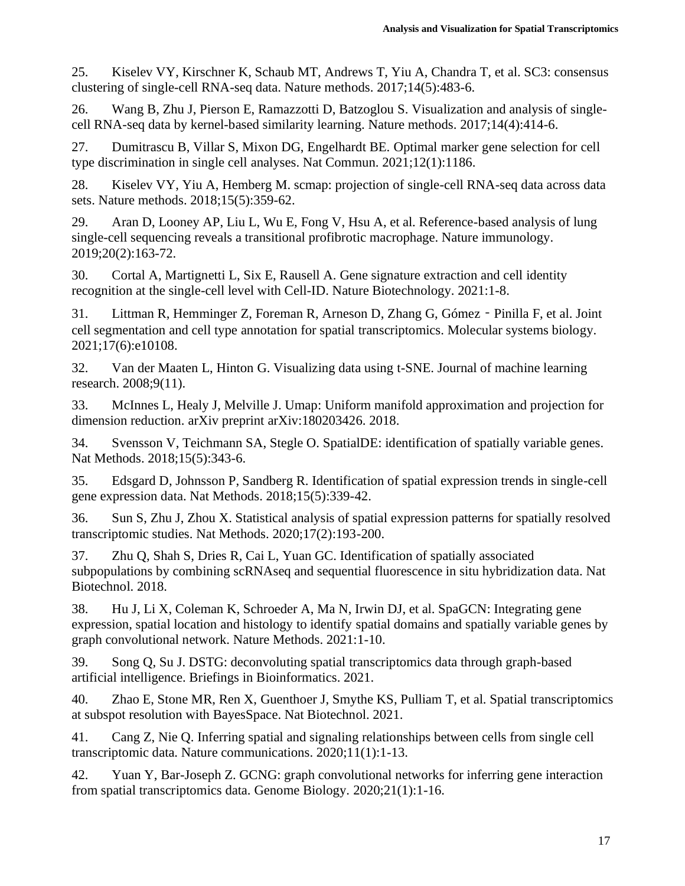25. Kiselev VY, Kirschner K, Schaub MT, Andrews T, Yiu A, Chandra T, et al. SC3: consensus clustering of single-cell RNA-seq data. Nature methods. 2017;14(5):483-6.

26. Wang B, Zhu J, Pierson E, Ramazzotti D, Batzoglou S. Visualization and analysis of single-cell RNA-seq data by kernel-based similarity learning. Nature methods. 2017;14(4):414-6.

27. Dumitrascu B, Villar S, Mixon DG, Engelhardt BE. Optimal marker gene selection for cell type discrimination in single cell analyses. Nat Commun. 2021;12(1):1186.

28. Kiselev VY, Yiu A, Hemberg M. scmap: projection of single-cell RNA-seq data across data sets. Nature methods. 2018;15(5):359-62.

29. Aran D, Looney AP, Liu L, Wu E, Fong V, Hsu A, et al. Reference-based analysis of lung single-cell sequencing reveals a transitional profibrotic macrophage. Nature immunology. 2019;20(2):163-72.

30. Cortal A, Martignetti L, Six E, Rausell A. Gene signature extraction and cell identity recognition at the single-cell level with Cell-ID. Nature Biotechnology. 2021:1-8.

31. Littman R, Hemminger Z, Foreman R, Arneson D, Zhang G, Gómez‐Pinilla F, et al. Joint cell segmentation and cell type annotation for spatial transcriptomics. Molecular systems biology. 2021;17(6):e10108.

32. Van der Maaten L, Hinton G. Visualizing data using t-SNE. Journal of machine learning research. 2008;9(11).

33. McInnes L, Healy J, Melville J. Umap: Uniform manifold approximation and projection for dimension reduction. arXiv preprint arXiv:180203426. 2018.

34. Svensson V, Teichmann SA, Stegle O. SpatialDE: identification of spatially variable genes. Nat Methods. 2018;15(5):343-6.

35. Edsgard D, Johnsson P, Sandberg R. Identification of spatial expression trends in single-cell gene expression data. Nat Methods. 2018;15(5):339-42.

36. Sun S, Zhu J, Zhou X. Statistical analysis of spatial expression patterns for spatially resolved transcriptomic studies. Nat Methods. 2020;17(2):193-200.

37. Zhu Q, Shah S, Dries R, Cai L, Yuan GC. Identification of spatially associated subpopulations by combining scRNAseq and sequential fluorescence in situ hybridization data. Nat Biotechnol. 2018.

38. Hu J, Li X, Coleman K, Schroeder A, Ma N, Irwin DJ, et al. SpaGCN: Integrating gene expression, spatial location and histology to identify spatial domains and spatially variable genes by graph convolutional network. Nature Methods. 2021:1-10.

39. Song Q, Su J. DSTG: deconvoluting spatial transcriptomics data through graph-based artificial intelligence. Briefings in Bioinformatics. 2021.

40. Zhao E, Stone MR, Ren X, Guenthoer J, Smythe KS, Pulliam T, et al. Spatial transcriptomics at subspot resolution with BayesSpace. Nat Biotechnol. 2021.

41. Cang Z, Nie Q. Inferring spatial and signaling relationships between cells from single cell transcriptomic data. Nature communications. 2020;11(1):1-13.

42. Yuan Y, Bar-Joseph Z. GCNG: graph convolutional networks for inferring gene interaction from spatial transcriptomics data. Genome Biology. 2020;21(1):1-16.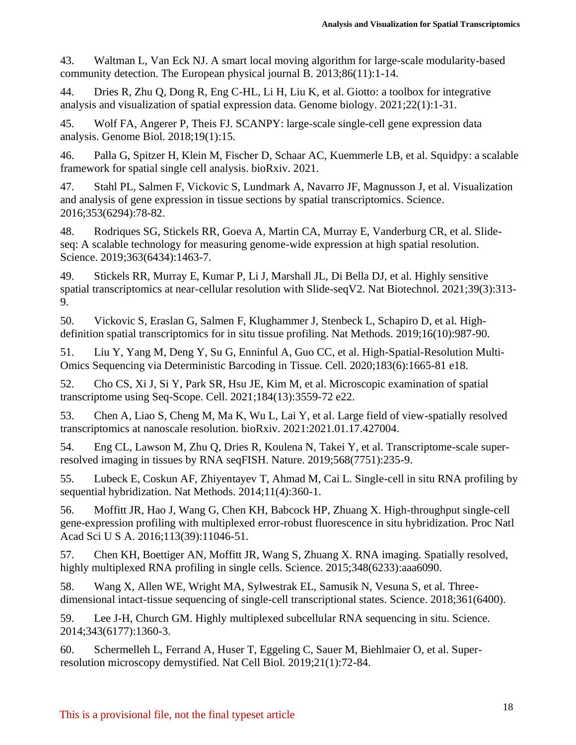43. Waltman L, Van Eck NJ. A smart local moving algorithm for large-scale modularity-based community detection. The European physical journal B. 2013;86(11):1-14.

44. Dries R, Zhu Q, Dong R, Eng C-HL, Li H, Liu K, et al. Giotto: a toolbox for integrative analysis and visualization of spatial expression data. Genome biology. 2021;22(1):1-31.

45. Wolf FA, Angerer P, Theis FJ. SCANPY: large-scale single-cell gene expression data analysis. Genome Biol. 2018;19(1):15.

46. Palla G, Spitzer H, Klein M, Fischer D, Schaar AC, Kuemmerle LB, et al. Squidpy: a scalable framework for spatial single cell analysis. bioRxiv. 2021.

47. Stahl PL, Salmen F, Vickovic S, Lundmark A, Navarro JF, Magnusson J, et al. Visualization and analysis of gene expression in tissue sections by spatial transcriptomics. Science. 2016;353(6294):78-82.

48. Rodriques SG, Stickels RR, Goeva A, Martin CA, Murray E, Vanderburg CR, et al. Slide-seq: A scalable technology for measuring genome-wide expression at high spatial resolution. Science. 2019;363(6434):1463-7.

49. Stickels RR, Murray E, Kumar P, Li J, Marshall JL, Di Bella DJ, et al. Highly sensitive spatial transcriptomics at near-cellular resolution with Slide-seqV2. Nat Biotechnol. 2021;39(3):313-9.

50. Vickovic S, Eraslan G, Salmen F, Klughammer J, Stenbeck L, Schapiro D, et al. High-definition spatial transcriptomics for in situ tissue profiling. Nat Methods. 2019;16(10):987-90.

51. Liu Y, Yang M, Deng Y, Su G, Enninful A, Guo CC, et al. High-Spatial-Resolution Multi-Omics Sequencing via Deterministic Barcoding in Tissue. Cell. 2020;183(6):1665-81 e18.

52. Cho CS, Xi J, Si Y, Park SR, Hsu JE, Kim M, et al. Microscopic examination of spatial transcriptome using Seq-Scope. Cell. 2021;184(13):3559-72 e22.

53. Chen A, Liao S, Cheng M, Ma K, Wu L, Lai Y, et al. Large field of view-spatially resolved transcriptomics at nanoscale resolution. bioRxiv. 2021:2021.01.17.427004.

54. Eng CL, Lawson M, Zhu Q, Dries R, Koulena N, Takei Y, et al. Transcriptome-scale super-resolved imaging in tissues by RNA seqFISH. Nature. 2019;568(7751):235-9.

55. Lubeck E, Coskun AF, Zhiyentayev T, Ahmad M, Cai L. Single-cell in situ RNA profiling by sequential hybridization. Nat Methods. 2014;11(4):360-1.

56. Moffitt JR, Hao J, Wang G, Chen KH, Babcock HP, Zhuang X. High-throughput single-cell gene-expression profiling with multiplexed error-robust fluorescence in situ hybridization. Proc Natl Acad Sci U S A. 2016;113(39):11046-51.

57. Chen KH, Boettiger AN, Moffitt JR, Wang S, Zhuang X. RNA imaging. Spatially resolved, highly multiplexed RNA profiling in single cells. Science. 2015;348(6233):aaa6090.

58. Wang X, Allen WE, Wright MA, Sylwestrak EL, Samusik N, Vesuna S, et al. Three-dimensional intact-tissue sequencing of single-cell transcriptional states. Science. 2018;361(6400).

59. Lee J-H, Church GM. Highly multiplexed subcellular RNA sequencing in situ. Science. 2014;343(6177):1360-3.

60. Schermelleh L, Ferrand A, Huser T, Eggeling C, Sauer M, Biehlmaier O, et al. Super-resolution microscopy demystified. Nat Cell Biol. 2019;21(1):72-84.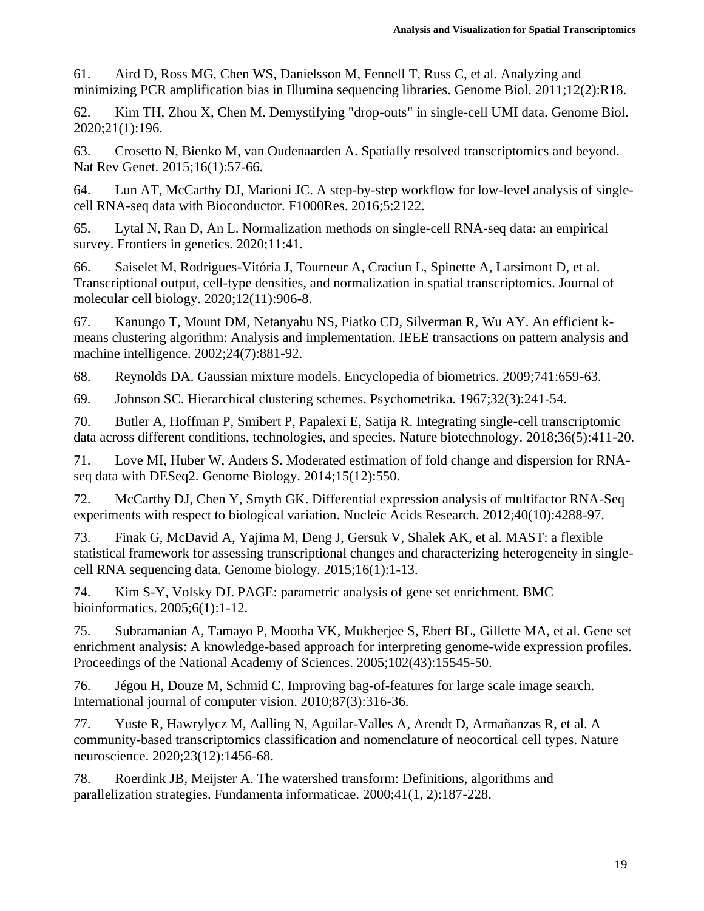61. Aird D, Ross MG, Chen WS, Danielsson M, Fennell T, Russ C, et al. Analyzing and minimizing PCR amplification bias in Illumina sequencing libraries. Genome Biol. 2011;12(2):R18.

62. Kim TH, Zhou X, Chen M. Demystifying "drop-outs" in single-cell UMI data. Genome Biol. 2020;21(1):196.

63. Crosetto N, Bienko M, van Oudenaarden A. Spatially resolved transcriptomics and beyond. Nat Rev Genet. 2015;16(1):57-66.

64. Lun AT, McCarthy DJ, Marioni JC. A step-by-step workflow for low-level analysis of single-cell RNA-seq data with Bioconductor. F1000Res. 2016;5:2122.

65. Lytal N, Ran D, An L. Normalization methods on single-cell RNA-seq data: an empirical survey. Frontiers in genetics. 2020;11:41.

66. Saiselet M, Rodrigues-Vitória J, Tourneur A, Craciun L, Spinette A, Larsimont D, et al. Transcriptional output, cell-type densities, and normalization in spatial transcriptomics. Journal of molecular cell biology. 2020;12(11):906-8.

67. Kanungo T, Mount DM, Netanyahu NS, Piatko CD, Silverman R, Wu AY. An efficient k-means clustering algorithm: Analysis and implementation. IEEE transactions on pattern analysis and machine intelligence. 2002;24(7):881-92.

68. Reynolds DA. Gaussian mixture models. Encyclopedia of biometrics. 2009;741:659-63.

69. Johnson SC. Hierarchical clustering schemes. Psychometrika. 1967;32(3):241-54.

70. Butler A, Hoffman P, Smibert P, Papalexi E, Satija R. Integrating single-cell transcriptomic data across different conditions, technologies, and species. Nature biotechnology. 2018;36(5):411-20.

71. Love MI, Huber W, Anders S. Moderated estimation of fold change and dispersion for RNA-seq data with DESeq2. Genome Biology. 2014;15(12):550.

72. McCarthy DJ, Chen Y, Smyth GK. Differential expression analysis of multifactor RNA-Seq experiments with respect to biological variation. Nucleic Acids Research. 2012;40(10):4288-97.

73. Finak G, McDavid A, Yajima M, Deng J, Gersuk V, Shalek AK, et al. MAST: a flexible statistical framework for assessing transcriptional changes and characterizing heterogeneity in single-cell RNA sequencing data. Genome biology. 2015;16(1):1-13.

74. Kim S-Y, Volsky DJ. PAGE: parametric analysis of gene set enrichment. BMC bioinformatics. 2005;6(1):1-12.

75. Subramanian A, Tamayo P, Mootha VK, Mukherjee S, Ebert BL, Gillette MA, et al. Gene set enrichment analysis: A knowledge-based approach for interpreting genome-wide expression profiles. Proceedings of the National Academy of Sciences. 2005;102(43):15545-50.

76. Jégou H, Douze M, Schmid C. Improving bag-of-features for large scale image search. International journal of computer vision. 2010;87(3):316-36.

77. Yuste R, Hawrylycz M, Aalling N, Aguilar-Valles A, Arendt D, Armañanzas R, et al. A community-based transcriptomics classification and nomenclature of neocortical cell types. Nature neuroscience. 2020;23(12):1456-68.

78. Roerdink JB, Meijster A. The watershed transform: Definitions, algorithms and parallelization strategies. Fundamenta informaticae. 2000;41(1, 2):187-228.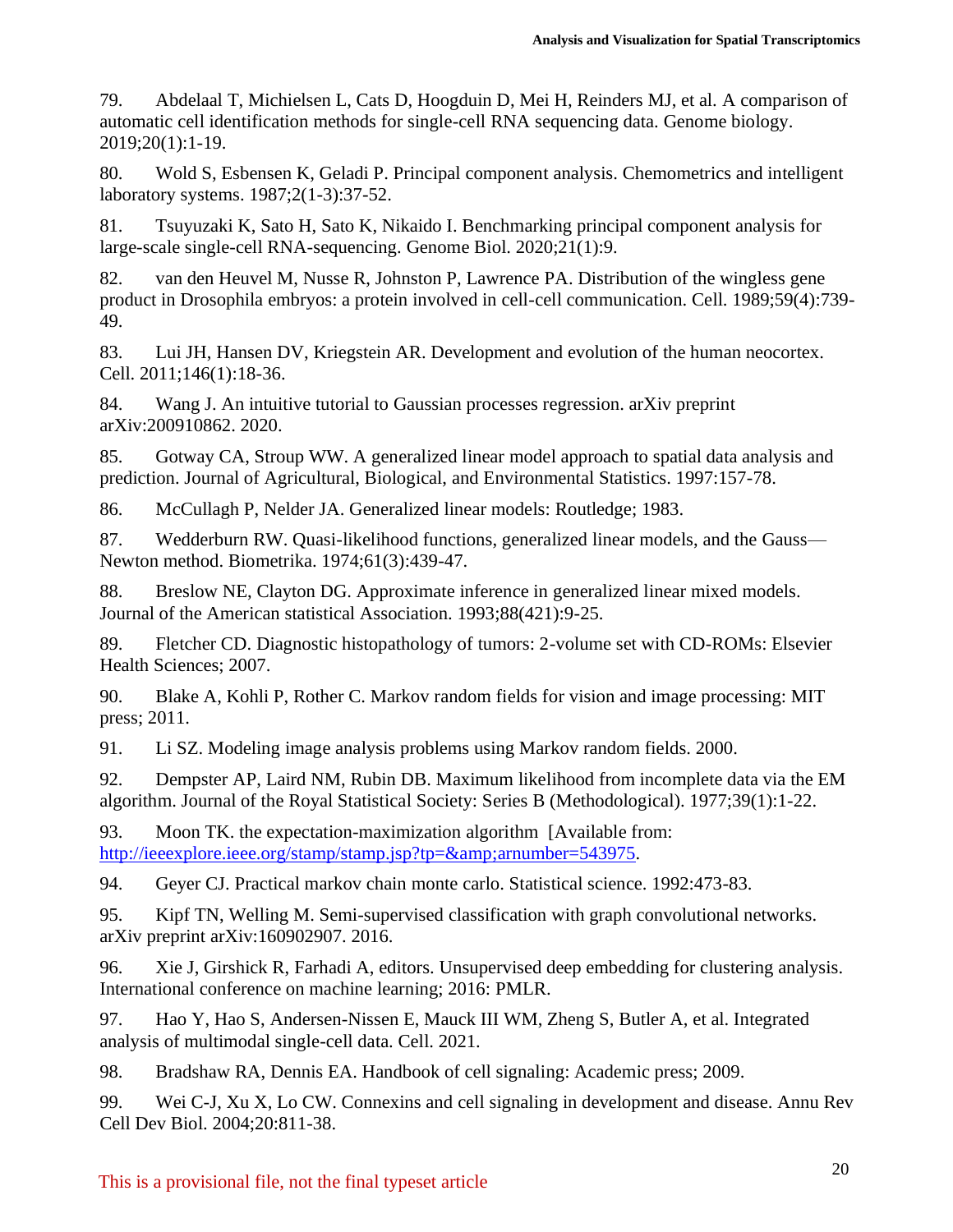79. Abdelaal T, Michielsen L, Cats D, Hoogduin D, Mei H, Reinders MJ, et al. A comparison of automatic cell identification methods for single-cell RNA sequencing data. Genome biology. 2019;20(1):1-19.

80. Wold S, Esbensen K, Geladi P. Principal component analysis. Chemometrics and intelligent laboratory systems. 1987;2(1-3):37-52.

81. Tsuyuzaki K, Sato H, Sato K, Nikaido I. Benchmarking principal component analysis for large-scale single-cell RNA-sequencing. Genome Biol. 2020;21(1):9.

82. van den Heuvel M, Nusse R, Johnston P, Lawrence PA. Distribution of the wingless gene product in Drosophila embryos: a protein involved in cell-cell communication. Cell. 1989;59(4):739-49.

83. Lui JH, Hansen DV, Kriegstein AR. Development and evolution of the human neocortex. Cell. 2011;146(1):18-36.

84. Wang J. An intuitive tutorial to Gaussian processes regression. arXiv preprint arXiv:200910862. 2020.

85. Gotway CA, Stroup WW. A generalized linear model approach to spatial data analysis and prediction. Journal of Agricultural, Biological, and Environmental Statistics. 1997:157-78.

86. McCullagh P, Nelder JA. Generalized linear models: Routledge; 1983.

87. Wedderburn RW. Quasi-likelihood functions, generalized linear models, and the Gauss—Newton method. Biometrika. 1974;61(3):439-47.

88. Breslow NE, Clayton DG. Approximate inference in generalized linear mixed models. Journal of the American statistical Association. 1993;88(421):9-25.

89. Fletcher CD. Diagnostic histopathology of tumors: 2-volume set with CD-ROMs: Elsevier Health Sciences; 2007.

90. Blake A, Kohli P, Rother C. Markov random fields for vision and image processing: MIT press; 2011.

91. Li SZ. Modeling image analysis problems using Markov random fields. 2000.

92. Dempster AP, Laird NM, Rubin DB. Maximum likelihood from incomplete data via the EM algorithm. Journal of the Royal Statistical Society: Series B (Methodological). 1977;39(1):1-22.

93. Moon TK. the expectation-maximization algorithm [Available from: http://ieeexplore.ieee.org/stamp/stamp.jsp?tp=&amp;arnumber=543975.

94. Geyer CJ. Practical markov chain monte carlo. Statistical science. 1992:473-83.

95. Kipf TN, Welling M. Semi-supervised classification with graph convolutional networks. arXiv preprint arXiv:160902907. 2016.

96. Xie J, Girshick R, Farhadi A, editors. Unsupervised deep embedding for clustering analysis. International conference on machine learning; 2016: PMLR.

97. Hao Y, Hao S, Andersen-Nissen E, Mauck III WM, Zheng S, Butler A, et al. Integrated analysis of multimodal single-cell data. Cell. 2021.

98. Bradshaw RA, Dennis EA. Handbook of cell signaling: Academic press; 2009.

99. Wei C-J, Xu X, Lo CW. Connexins and cell signaling in development and disease. Annu Rev Cell Dev Biol. 2004;20:811-38.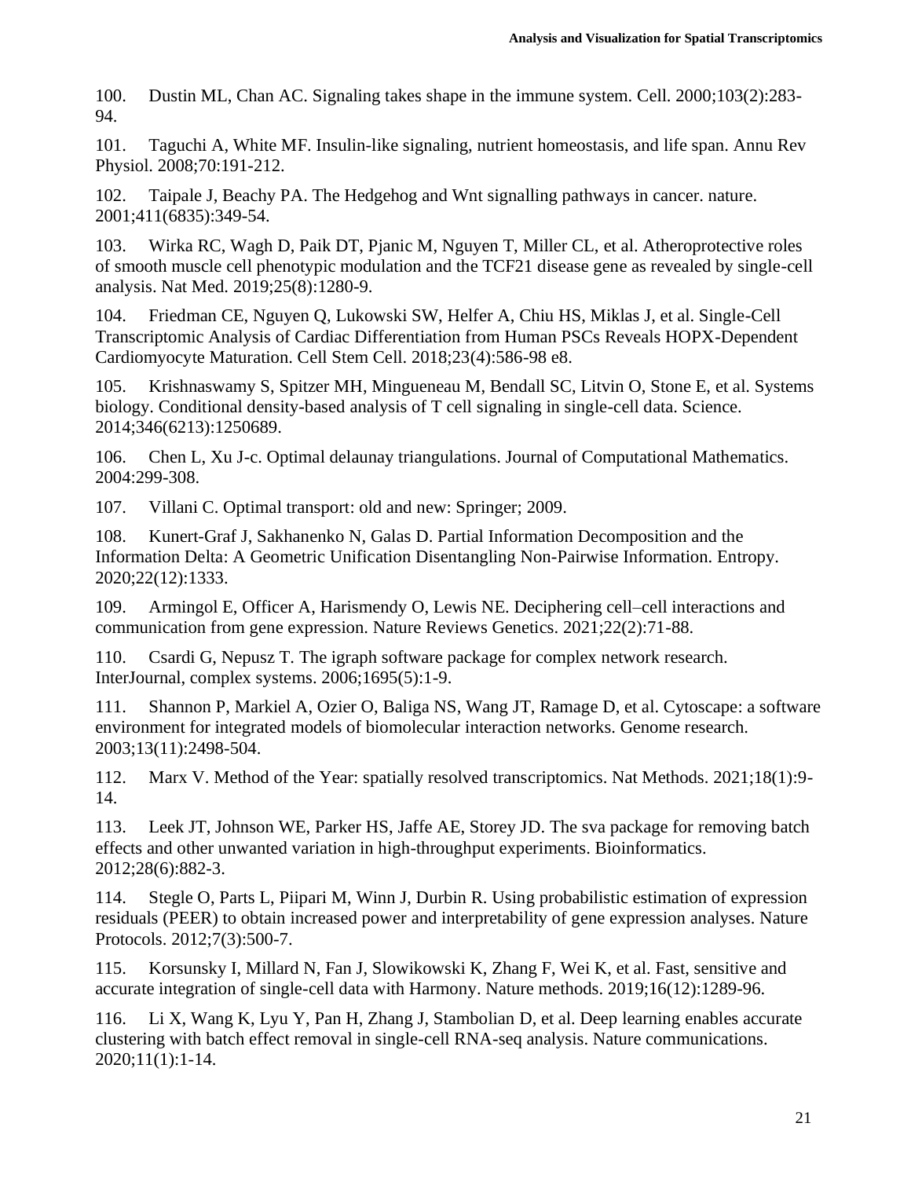100. Dustin ML, Chan AC. Signaling takes shape in the immune system. Cell. 2000;103(2):283-94.

101. Taguchi A, White MF. Insulin-like signaling, nutrient homeostasis, and life span. Annu Rev Physiol. 2008;70:191-212.

102. Taipale J, Beachy PA. The Hedgehog and Wnt signalling pathways in cancer. nature. 2001;411(6835):349-54.

103. Wirka RC, Wagh D, Paik DT, Pjanic M, Nguyen T, Miller CL, et al. Atheroprotective roles of smooth muscle cell phenotypic modulation and the TCF21 disease gene as revealed by single-cell analysis. Nat Med. 2019;25(8):1280-9.

104. Friedman CE, Nguyen Q, Lukowski SW, Helfer A, Chiu HS, Miklas J, et al. Single-Cell Transcriptomic Analysis of Cardiac Differentiation from Human PSCs Reveals HOPX-Dependent Cardiomyocyte Maturation. Cell Stem Cell. 2018;23(4):586-98 e8.

105. Krishnaswamy S, Spitzer MH, Mingueneau M, Bendall SC, Litvin O, Stone E, et al. Systems biology. Conditional density-based analysis of T cell signaling in single-cell data. Science. 2014;346(6213):1250689.

106. Chen L, Xu J-c. Optimal delaunay triangulations. Journal of Computational Mathematics. 2004:299-308.

107. Villani C. Optimal transport: old and new: Springer; 2009.

108. Kunert-Graf J, Sakhanenko N, Galas D. Partial Information Decomposition and the Information Delta: A Geometric Unification Disentangling Non-Pairwise Information. Entropy. 2020;22(12):1333.

109. Armingol E, Officer A, Harismendy O, Lewis NE. Deciphering cell–cell interactions and communication from gene expression. Nature Reviews Genetics. 2021;22(2):71-88.

110. Csardi G, Nepusz T. The igraph software package for complex network research. InterJournal, complex systems. 2006;1695(5):1-9.

111. Shannon P, Markiel A, Ozier O, Baliga NS, Wang JT, Ramage D, et al. Cytoscape: a software environment for integrated models of biomolecular interaction networks. Genome research. 2003;13(11):2498-504.

112. Marx V. Method of the Year: spatially resolved transcriptomics. Nat Methods. 2021;18(1):9-14.

113. Leek JT, Johnson WE, Parker HS, Jaffe AE, Storey JD. The sva package for removing batch effects and other unwanted variation in high-throughput experiments. Bioinformatics. 2012;28(6):882-3.

114. Stegle O, Parts L, Piipari M, Winn J, Durbin R. Using probabilistic estimation of expression residuals (PEER) to obtain increased power and interpretability of gene expression analyses. Nature Protocols. 2012;7(3):500-7.

115. Korsunsky I, Millard N, Fan J, Slowikowski K, Zhang F, Wei K, et al. Fast, sensitive and accurate integration of single-cell data with Harmony. Nature methods. 2019;16(12):1289-96.

116. Li X, Wang K, Lyu Y, Pan H, Zhang J, Stambolian D, et al. Deep learning enables accurate clustering with batch effect removal in single-cell RNA-seq analysis. Nature communications. 2020;11(1):1-14.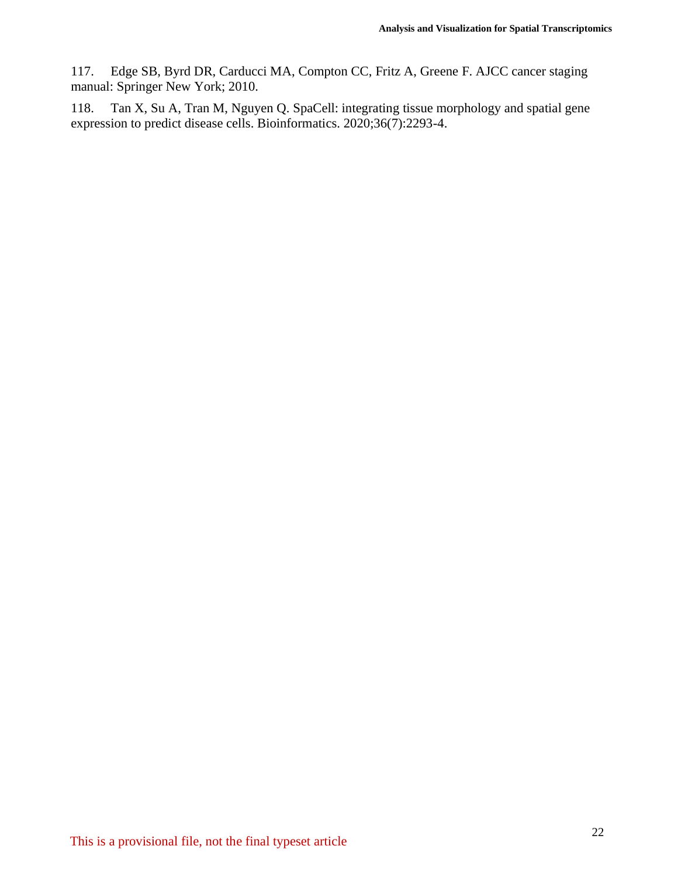117. Edge SB, Byrd DR, Carducci MA, Compton CC, Fritz A, Greene F. AJCC cancer staging manual: Springer New York; 2010.

118. Tan X, Su A, Tran M, Nguyen Q. SpaCell: integrating tissue morphology and spatial gene expression to predict disease cells. Bioinformatics. 2020;36(7):2293-4.